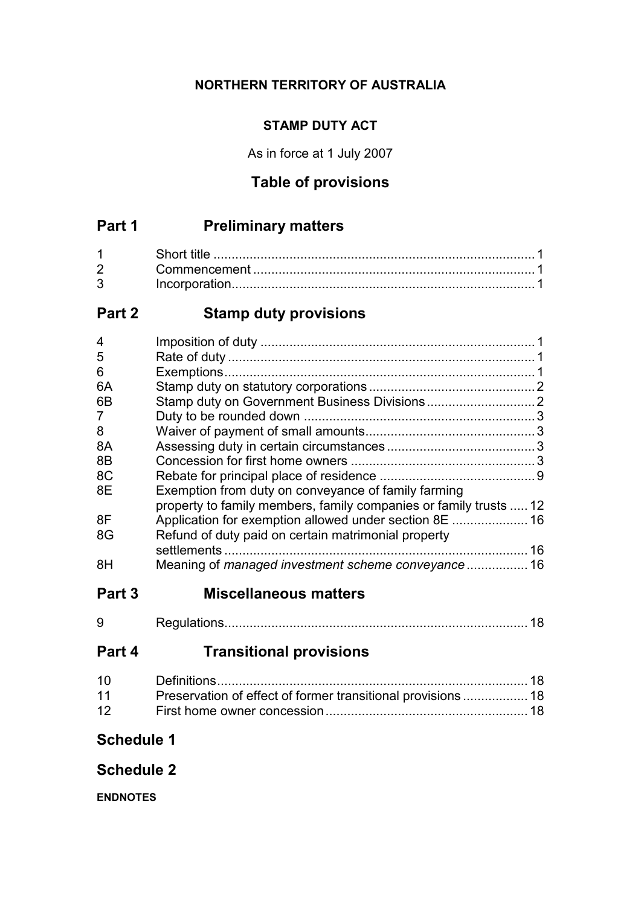**NORTHERN TERRITORY OF AUSTRALIA**

**STAMP DUTY ACT**

As in force at 1 July 2007

## Table of provisions

## Part 1 Preliminary matters

| | | |
|---|---|---|
| 1 | Short title | 1 |
| 2 | Commencement | 1 |
| 3 | Incorporation | 1 |

## Part 2 Stamp duty provisions

| | | |
|---|---|---|
| 4 | Imposition of duty | 1 |
| 5 | Rate of duty | 1 |
| 6 | Exemptions | 1 |
| 6A | Stamp duty on statutory corporations | 2 |
| 6B | Stamp duty on Government Business Divisions | 2 |
| 7 | Duty to be rounded down | 3 |
| 8 | Waiver of payment of small amounts | 3 |
| 8A | Assessing duty in certain circumstances | 3 |
| 8B | Concession for first home owners | 3 |
| 8C | Rebate for principal place of residence | 9 |
| 8E | Exemption from duty on conveyance of family farming property to family members, family companies or family trusts | 12 |
| 8F | Application for exemption allowed under section 8E | 16 |
| 8G | Refund of duty paid on certain matrimonial property settlements | 16 |
| 8H | Meaning of *managed investment scheme conveyance* | 16 |

## Part 3 Miscellaneous matters

| | | |
|---|---|---|
| 9 | Regulations | 18 |

## Part 4 Transitional provisions

| | | |
|---|---|---|
| 10 | Definitions | 18 |
| 11 | Preservation of effect of former transitional provisions | 18 |
| 12 | First home owner concession | 18 |

## Schedule 1

## Schedule 2

**ENDNOTES**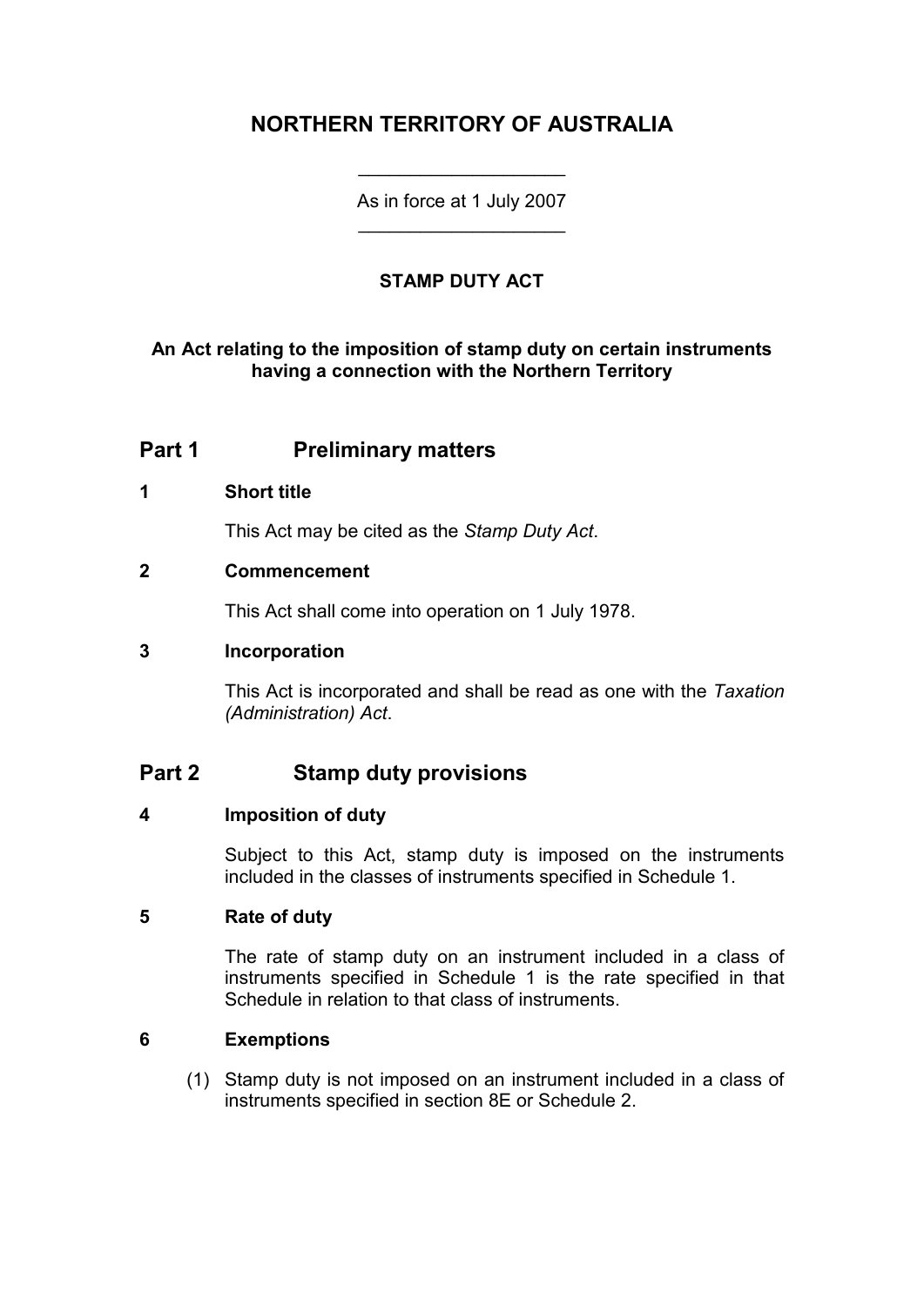# NORTHERN TERRITORY OF AUSTRALIA

As in force at 1 July 2007

**STAMP DUTY ACT**

**An Act relating to the imposition of stamp duty on certain instruments having a connection with the Northern Territory**

## Part 1 Preliminary matters

### 1 Short title

This Act may be cited as the *Stamp Duty Act*.

### 2 Commencement

This Act shall come into operation on 1 July 1978.

### 3 Incorporation

This Act is incorporated and shall be read as one with the *Taxation (Administration) Act*.

## Part 2 Stamp duty provisions

### 4 Imposition of duty

Subject to this Act, stamp duty is imposed on the instruments included in the classes of instruments specified in Schedule 1.

### 5 Rate of duty

The rate of stamp duty on an instrument included in a class of instruments specified in Schedule 1 is the rate specified in that Schedule in relation to that class of instruments.

### 6 Exemptions

(1) Stamp duty is not imposed on an instrument included in a class of instruments specified in section 8E or Schedule 2.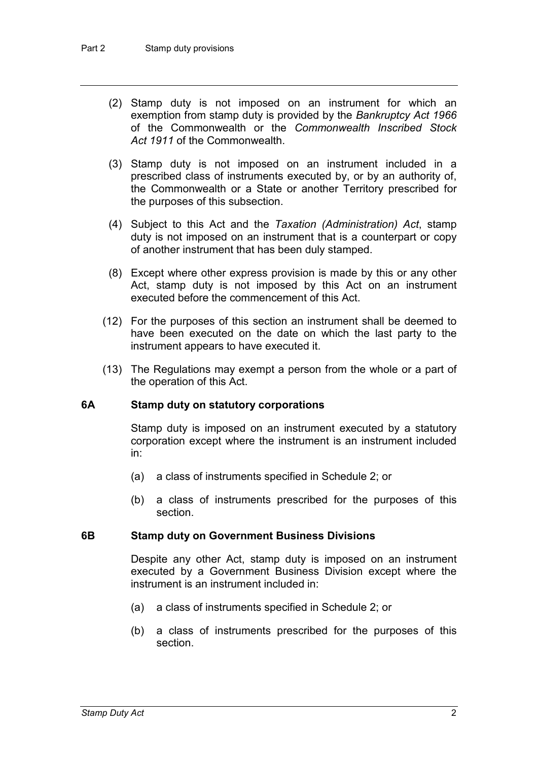(2) Stamp duty is not imposed on an instrument for which an exemption from stamp duty is provided by the *Bankruptcy Act 1966* of the Commonwealth or the *Commonwealth Inscribed Stock Act 1911* of the Commonwealth.

(3) Stamp duty is not imposed on an instrument included in a prescribed class of instruments executed by, or by an authority of, the Commonwealth or a State or another Territory prescribed for the purposes of this subsection.

(4) Subject to this Act and the *Taxation (Administration) Act*, stamp duty is not imposed on an instrument that is a counterpart or copy of another instrument that has been duly stamped.

(8) Except where other express provision is made by this or any other Act, stamp duty is not imposed by this Act on an instrument executed before the commencement of this Act.

(12) For the purposes of this section an instrument shall be deemed to have been executed on the date on which the last party to the instrument appears to have executed it.

(13) The Regulations may exempt a person from the whole or a part of the operation of this Act.

### 6A Stamp duty on statutory corporations

Stamp duty is imposed on an instrument executed by a statutory corporation except where the instrument is an instrument included in:

(a) a class of instruments specified in Schedule 2; or

(b) a class of instruments prescribed for the purposes of this section.

### 6B Stamp duty on Government Business Divisions

Despite any other Act, stamp duty is imposed on an instrument executed by a Government Business Division except where the instrument is an instrument included in:

(a) a class of instruments specified in Schedule 2; or

(b) a class of instruments prescribed for the purposes of this section.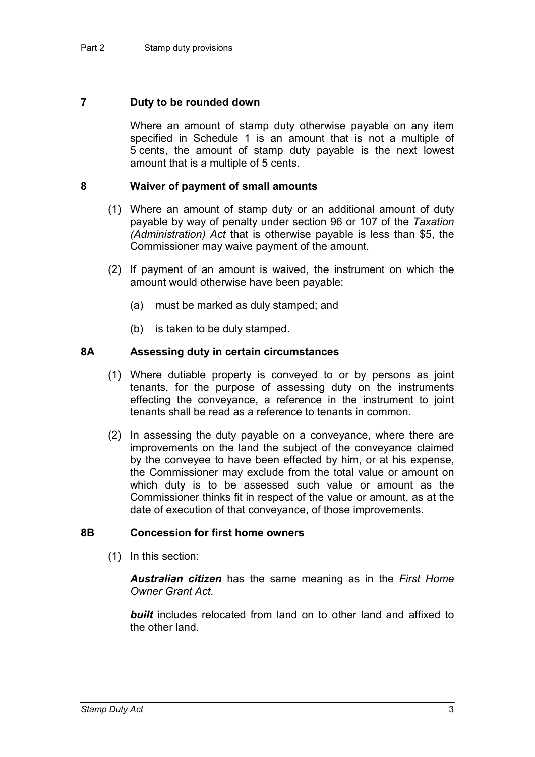## 7 Duty to be rounded down

Where an amount of stamp duty otherwise payable on any item specified in Schedule 1 is an amount that is not a multiple of 5 cents, the amount of stamp duty payable is the next lowest amount that is a multiple of 5 cents.

## 8 Waiver of payment of small amounts

(1) Where an amount of stamp duty or an additional amount of duty payable by way of penalty under section 96 or 107 of the *Taxation (Administration) Act* that is otherwise payable is less than $5, the Commissioner may waive payment of the amount.

(2) If payment of an amount is waived, the instrument on which the amount would otherwise have been payable:

(a) must be marked as duly stamped; and

(b) is taken to be duly stamped.

## 8A Assessing duty in certain circumstances

(1) Where dutiable property is conveyed to or by persons as joint tenants, for the purpose of assessing duty on the instruments effecting the conveyance, a reference in the instrument to joint tenants shall be read as a reference to tenants in common.

(2) In assessing the duty payable on a conveyance, where there are improvements on the land the subject of the conveyance claimed by the conveyee to have been effected by him, or at his expense, the Commissioner may exclude from the total value or amount on which duty is to be assessed such value or amount as the Commissioner thinks fit in respect of the value or amount, as at the date of execution of that conveyance, of those improvements.

## 8B Concession for first home owners

(1) In this section:

***Australian citizen*** has the same meaning as in the *First Home Owner Grant Act*.

***built*** includes relocated from land on to other land and affixed to the other land.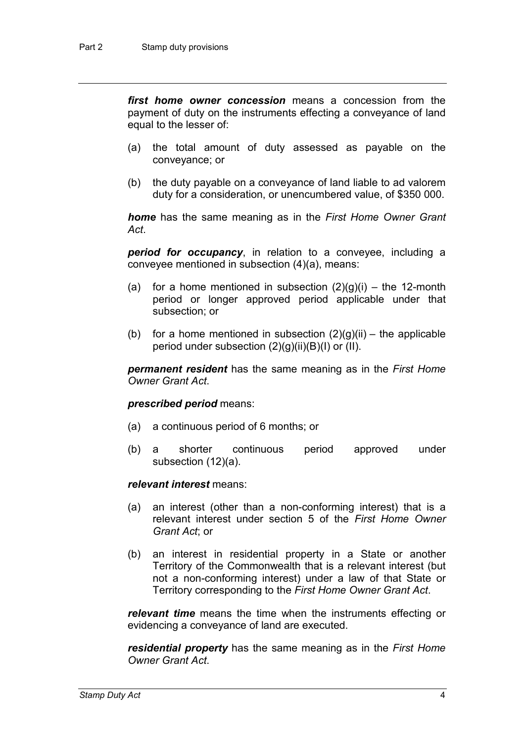***first home owner concession*** means a concession from the payment of duty on the instruments effecting a conveyance of land equal to the lesser of:

(a) the total amount of duty assessed as payable on the conveyance; or

(b) the duty payable on a conveyance of land liable to ad valorem duty for a consideration, or unencumbered value, of $350 000.

***home*** has the same meaning as in the *First Home Owner Grant Act*.

***period for occupancy***, in relation to a conveyee, including a conveyee mentioned in subsection (4)(a), means:

(a) for a home mentioned in subsection (2)(g)(i) – the 12-month period or longer approved period applicable under that subsection; or

(b) for a home mentioned in subsection (2)(g)(ii) – the applicable period under subsection (2)(g)(ii)(B)(I) or (II).

***permanent resident*** has the same meaning as in the *First Home Owner Grant Act*.

***prescribed period*** means:

(a) a continuous period of 6 months; or

(b) a shorter continuous period approved under subsection (12)(a).

***relevant interest*** means:

(a) an interest (other than a non-conforming interest) that is a relevant interest under section 5 of the *First Home Owner Grant Act*; or

(b) an interest in residential property in a State or another Territory of the Commonwealth that is a relevant interest (but not a non-conforming interest) under a law of that State or Territory corresponding to the *First Home Owner Grant Act*.

***relevant time*** means the time when the instruments effecting or evidencing a conveyance of land are executed.

***residential property*** has the same meaning as in the *First Home Owner Grant Act*.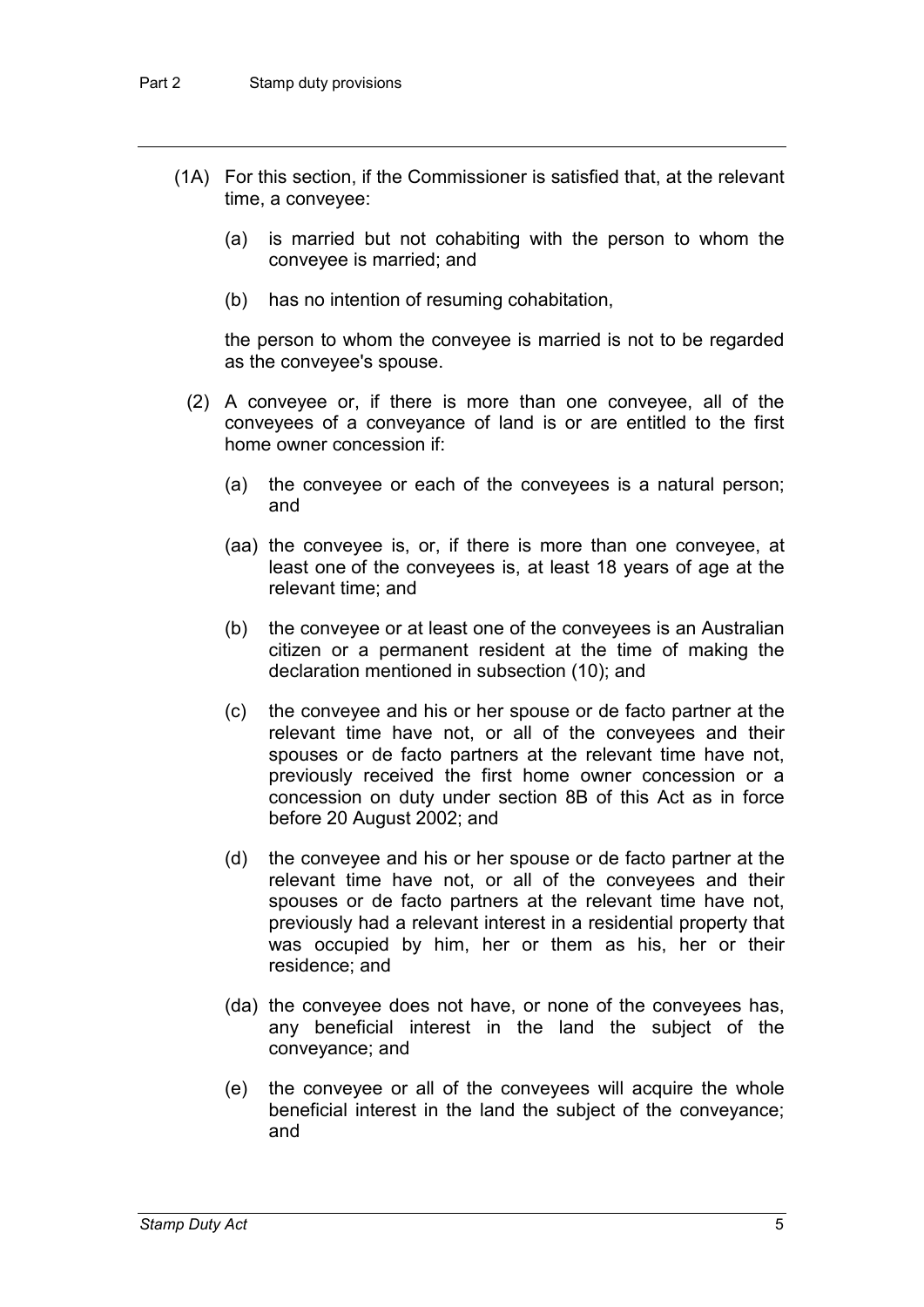(1A) For this section, if the Commissioner is satisfied that, at the relevant time, a conveyee:

(a) is married but not cohabiting with the person to whom the conveyee is married; and

(b) has no intention of resuming cohabitation,

the person to whom the conveyee is married is not to be regarded as the conveyee's spouse.

(2) A conveyee or, if there is more than one conveyee, all of the conveyees of a conveyance of land is or are entitled to the first home owner concession if:

(a) the conveyee or each of the conveyees is a natural person; and

(aa) the conveyee is, or, if there is more than one conveyee, at least one of the conveyees is, at least 18 years of age at the relevant time; and

(b) the conveyee or at least one of the conveyees is an Australian citizen or a permanent resident at the time of making the declaration mentioned in subsection (10); and

(c) the conveyee and his or her spouse or de facto partner at the relevant time have not, or all of the conveyees and their spouses or de facto partners at the relevant time have not, previously received the first home owner concession or a concession on duty under section 8B of this Act as in force before 20 August 2002; and

(d) the conveyee and his or her spouse or de facto partner at the relevant time have not, or all of the conveyees and their spouses or de facto partners at the relevant time have not, previously had a relevant interest in a residential property that was occupied by him, her or them as his, her or their residence; and

(da) the conveyee does not have, or none of the conveyees has, any beneficial interest in the land the subject of the conveyance; and

(e) the conveyee or all of the conveyees will acquire the whole beneficial interest in the land the subject of the conveyance; and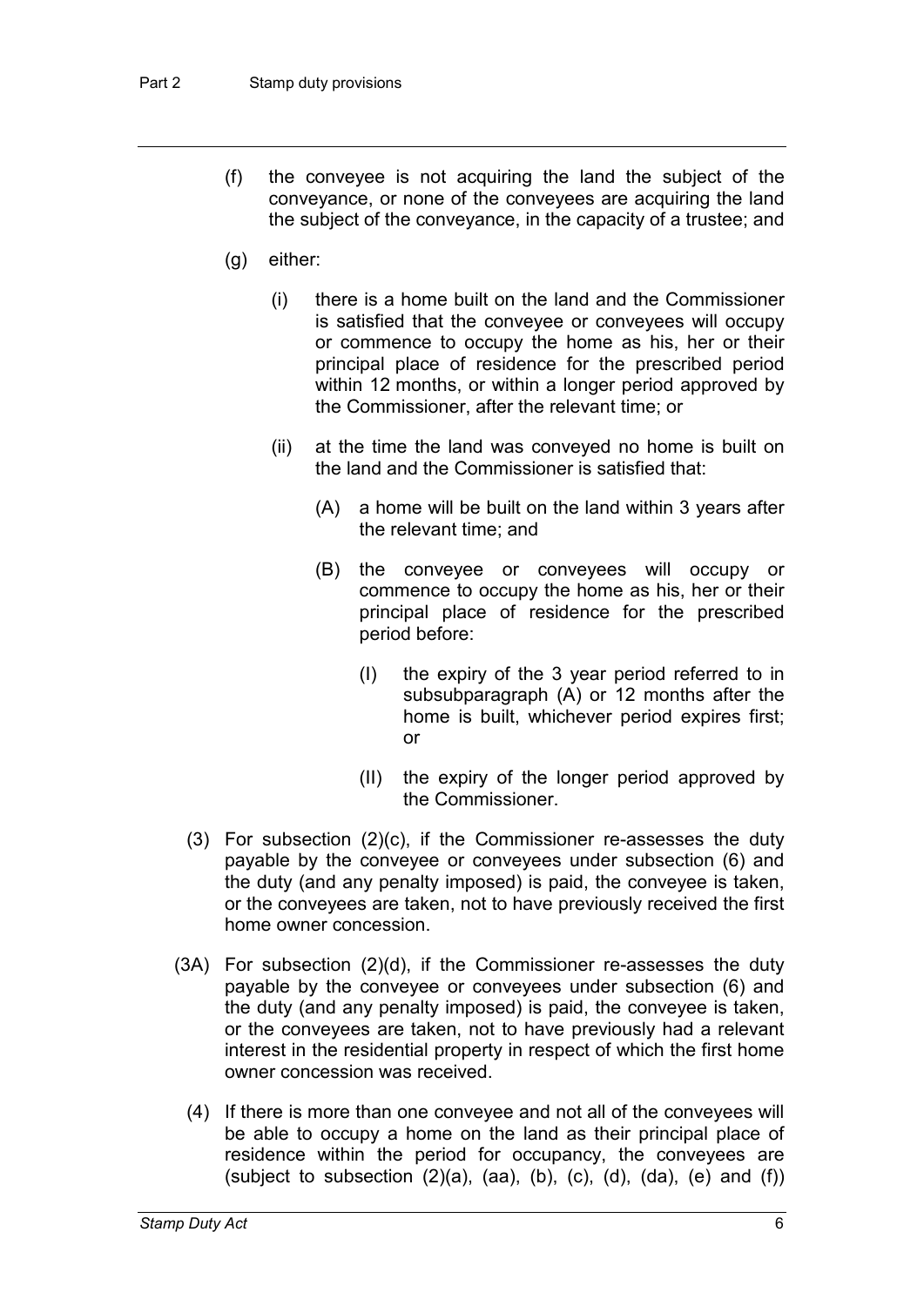(f) the conveyee is not acquiring the land the subject of the conveyance, or none of the conveyees are acquiring the land the subject of the conveyance, in the capacity of a trustee; and

(g) either:

 (i) there is a home built on the land and the Commissioner is satisfied that the conveyee or conveyees will occupy or commence to occupy the home as his, her or their principal place of residence for the prescribed period within 12 months, or within a longer period approved by the Commissioner, after the relevant time; or

 (ii) at the time the land was conveyed no home is built on the land and the Commissioner is satisfied that:

  (A) a home will be built on the land within 3 years after the relevant time; and

  (B) the conveyee or conveyees will occupy or commence to occupy the home as his, her or their principal place of residence for the prescribed period before:

   (I) the expiry of the 3 year period referred to in subsubparagraph (A) or 12 months after the home is built, whichever period expires first; or

   (II) the expiry of the longer period approved by the Commissioner.

(3) For subsection (2)(c), if the Commissioner re-assesses the duty payable by the conveyee or conveyees under subsection (6) and the duty (and any penalty imposed) is paid, the conveyee is taken, or the conveyees are taken, not to have previously received the first home owner concession.

(3A) For subsection (2)(d), if the Commissioner re-assesses the duty payable by the conveyee or conveyees under subsection (6) and the duty (and any penalty imposed) is paid, the conveyee is taken, or the conveyees are taken, not to have previously had a relevant interest in the residential property in respect of which the first home owner concession was received.

(4) If there is more than one conveyee and not all of the conveyees will be able to occupy a home on the land as their principal place of residence within the period for occupancy, the conveyees are (subject to subsection (2)(a), (aa), (b), (c), (d), (da), (e) and (f))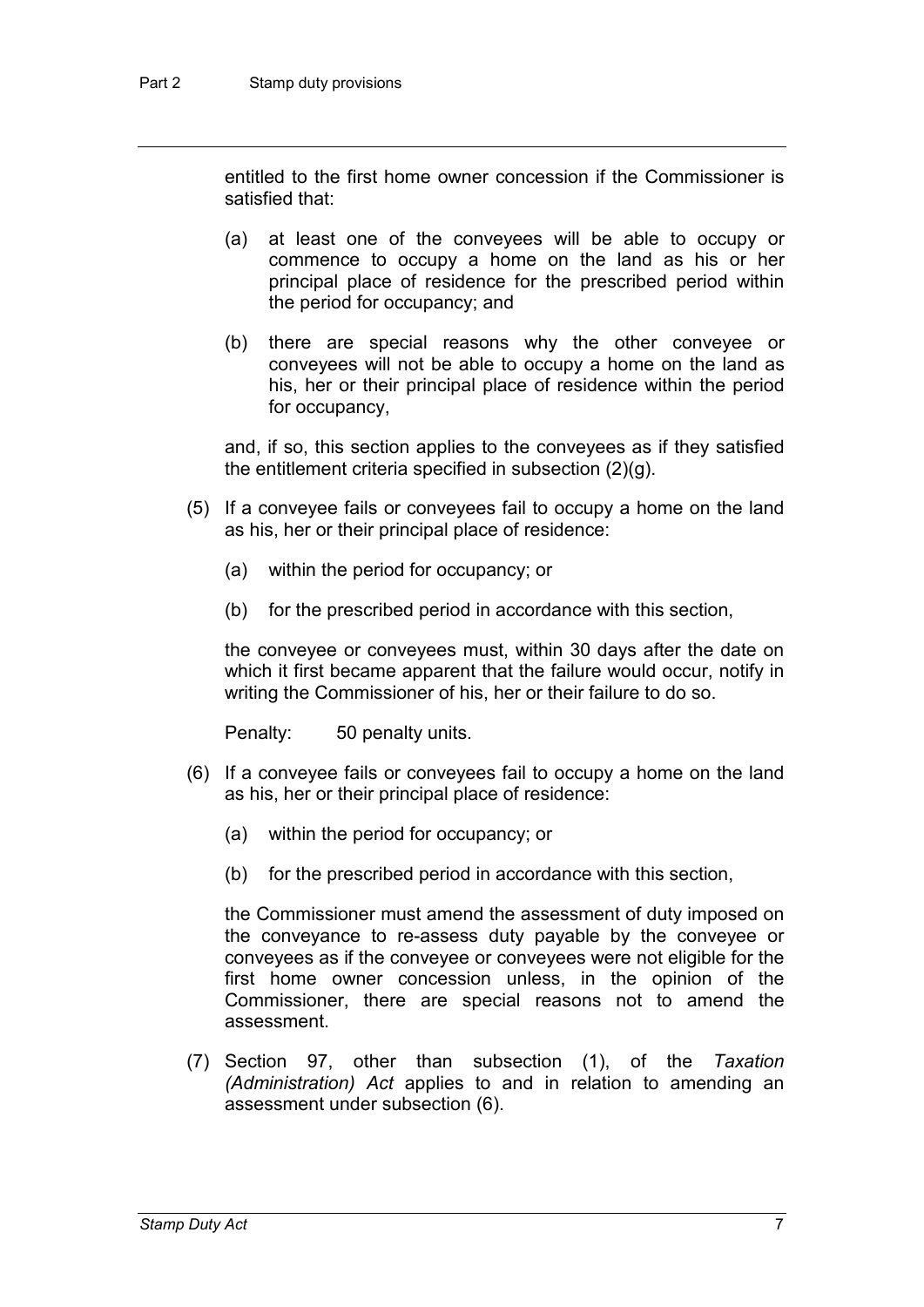entitled to the first home owner concession if the Commissioner is satisfied that:

(a) at least one of the conveyees will be able to occupy or commence to occupy a home on the land as his or her principal place of residence for the prescribed period within the period for occupancy; and

(b) there are special reasons why the other conveyee or conveyees will not be able to occupy a home on the land as his, her or their principal place of residence within the period for occupancy,

and, if so, this section applies to the conveyees as if they satisfied the entitlement criteria specified in subsection (2)(g).

(5) If a conveyee fails or conveyees fail to occupy a home on the land as his, her or their principal place of residence:

(a) within the period for occupancy; or

(b) for the prescribed period in accordance with this section,

the conveyee or conveyees must, within 30 days after the date on which it first became apparent that the failure would occur, notify in writing the Commissioner of his, her or their failure to do so.

Penalty: 50 penalty units.

(6) If a conveyee fails or conveyees fail to occupy a home on the land as his, her or their principal place of residence:

(a) within the period for occupancy; or

(b) for the prescribed period in accordance with this section,

the Commissioner must amend the assessment of duty imposed on the conveyance to re-assess duty payable by the conveyee or conveyees as if the conveyee or conveyees were not eligible for the first home owner concession unless, in the opinion of the Commissioner, there are special reasons not to amend the assessment.

(7) Section 97, other than subsection (1), of the *Taxation (Administration) Act* applies to and in relation to amending an assessment under subsection (6).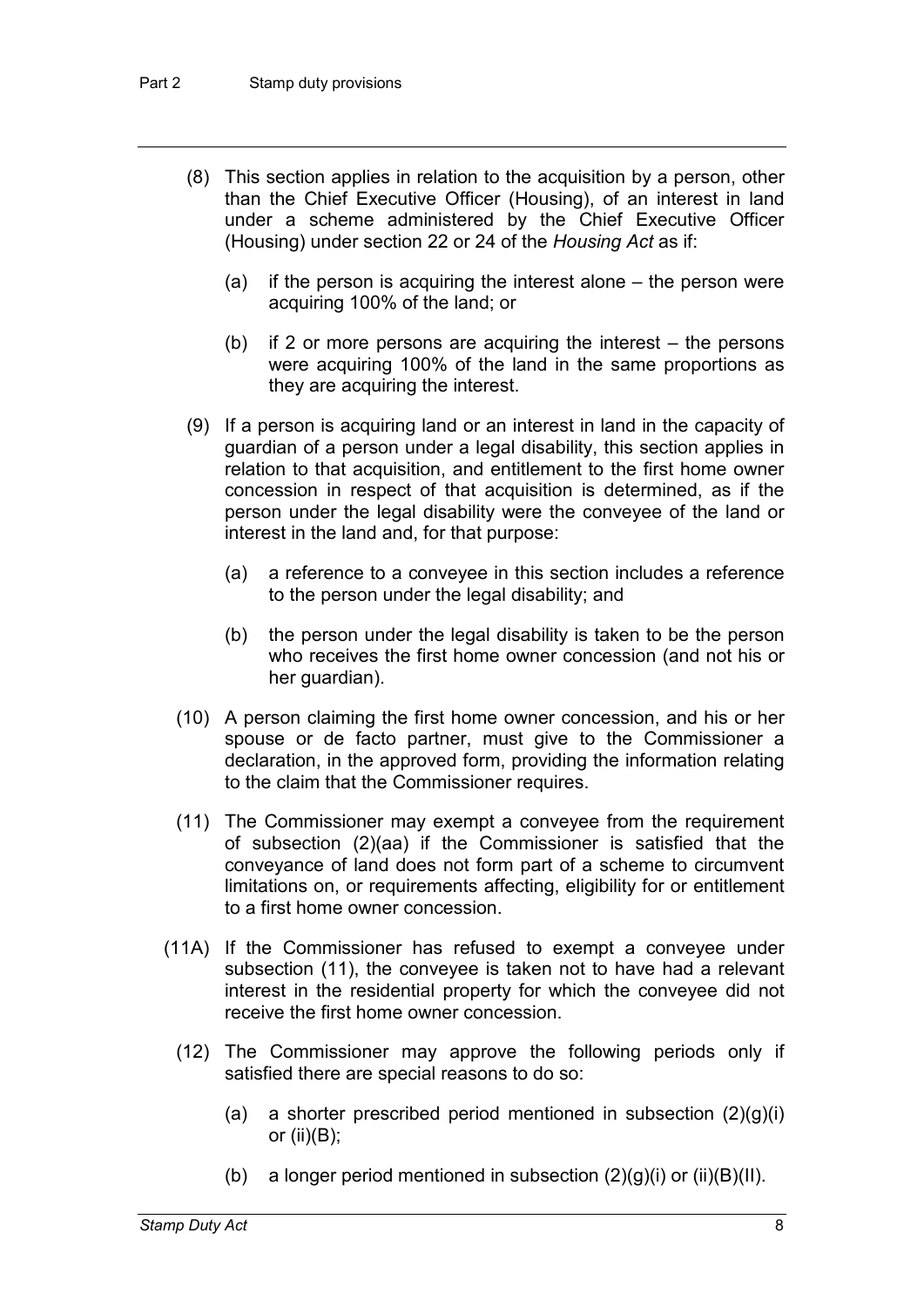(8) This section applies in relation to the acquisition by a person, other than the Chief Executive Officer (Housing), of an interest in land under a scheme administered by the Chief Executive Officer (Housing) under section 22 or 24 of the *Housing Act* as if:

(a) if the person is acquiring the interest alone – the person were acquiring 100% of the land; or

(b) if 2 or more persons are acquiring the interest – the persons were acquiring 100% of the land in the same proportions as they are acquiring the interest.

(9) If a person is acquiring land or an interest in land in the capacity of guardian of a person under a legal disability, this section applies in relation to that acquisition, and entitlement to the first home owner concession in respect of that acquisition is determined, as if the person under the legal disability were the conveyee of the land or interest in the land and, for that purpose:

(a) a reference to a conveyee in this section includes a reference to the person under the legal disability; and

(b) the person under the legal disability is taken to be the person who receives the first home owner concession (and not his or her guardian).

(10) A person claiming the first home owner concession, and his or her spouse or de facto partner, must give to the Commissioner a declaration, in the approved form, providing the information relating to the claim that the Commissioner requires.

(11) The Commissioner may exempt a conveyee from the requirement of subsection (2)(aa) if the Commissioner is satisfied that the conveyance of land does not form part of a scheme to circumvent limitations on, or requirements affecting, eligibility for or entitlement to a first home owner concession.

(11A) If the Commissioner has refused to exempt a conveyee under subsection (11), the conveyee is taken not to have had a relevant interest in the residential property for which the conveyee did not receive the first home owner concession.

(12) The Commissioner may approve the following periods only if satisfied there are special reasons to do so:

(a) a shorter prescribed period mentioned in subsection (2)(g)(i) or (ii)(B);

(b) a longer period mentioned in subsection (2)(g)(i) or (ii)(B)(II).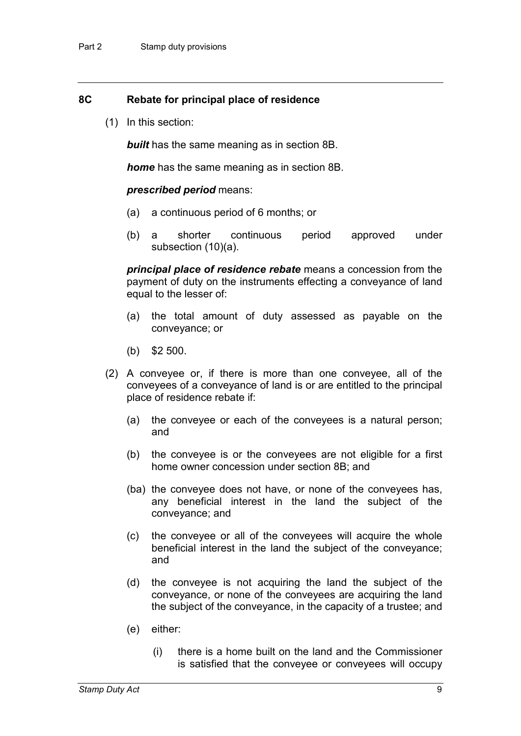### 8C Rebate for principal place of residence

(1) In this section:

***built*** has the same meaning as in section 8B.

***home*** has the same meaning as in section 8B.

***prescribed period*** means:

(a) a continuous period of 6 months; or

(b) a shorter continuous period approved under subsection (10)(a).

***principal place of residence rebate*** means a concession from the payment of duty on the instruments effecting a conveyance of land equal to the lesser of:

(a) the total amount of duty assessed as payable on the conveyance; or

(b) $2 500.

(2) A conveyee or, if there is more than one conveyee, all of the conveyees of a conveyance of land is or are entitled to the principal place of residence rebate if:

(a) the conveyee or each of the conveyees is a natural person; and

(b) the conveyee is or the conveyees are not eligible for a first home owner concession under section 8B; and

(ba) the conveyee does not have, or none of the conveyees has, any beneficial interest in the land the subject of the conveyance; and

(c) the conveyee or all of the conveyees will acquire the whole beneficial interest in the land the subject of the conveyance; and

(d) the conveyee is not acquiring the land the subject of the conveyance, or none of the conveyees are acquiring the land the subject of the conveyance, in the capacity of a trustee; and

(e) either:

(i) there is a home built on the land and the Commissioner is satisfied that the conveyee or conveyees will occupy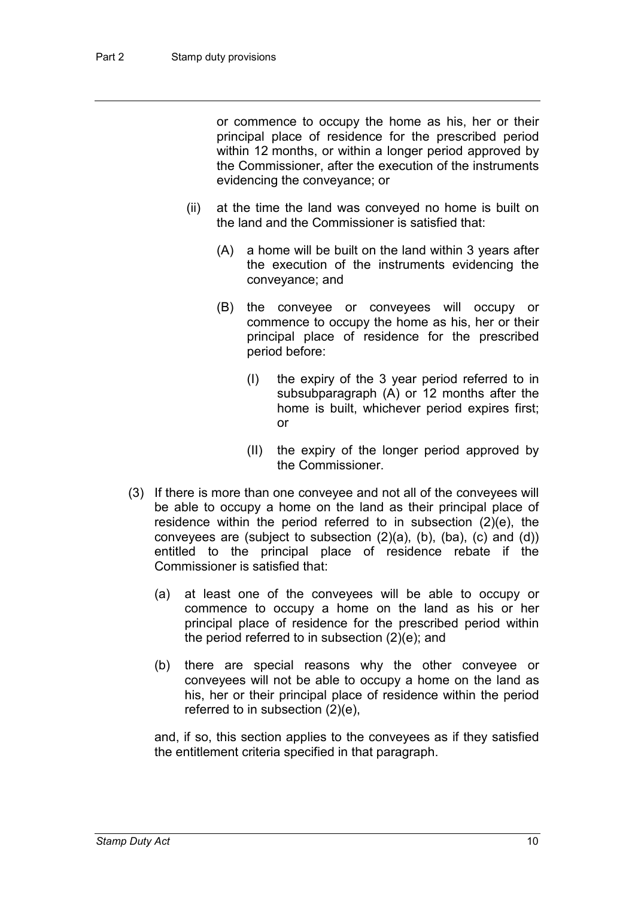or commence to occupy the home as his, her or their principal place of residence for the prescribed period within 12 months, or within a longer period approved by the Commissioner, after the execution of the instruments evidencing the conveyance; or

(ii) at the time the land was conveyed no home is built on the land and the Commissioner is satisfied that:

(A) a home will be built on the land within 3 years after the execution of the instruments evidencing the conveyance; and

(B) the conveyee or conveyees will occupy or commence to occupy the home as his, her or their principal place of residence for the prescribed period before:

(I) the expiry of the 3 year period referred to in subsubparagraph (A) or 12 months after the home is built, whichever period expires first; or

(II) the expiry of the longer period approved by the Commissioner.

(3) If there is more than one conveyee and not all of the conveyees will be able to occupy a home on the land as their principal place of residence within the period referred to in subsection (2)(e), the conveyees are (subject to subsection (2)(a), (b), (ba), (c) and (d)) entitled to the principal place of residence rebate if the Commissioner is satisfied that:

(a) at least one of the conveyees will be able to occupy or commence to occupy a home on the land as his or her principal place of residence for the prescribed period within the period referred to in subsection (2)(e); and

(b) there are special reasons why the other conveyee or conveyees will not be able to occupy a home on the land as his, her or their principal place of residence within the period referred to in subsection (2)(e),

and, if so, this section applies to the conveyees as if they satisfied the entitlement criteria specified in that paragraph.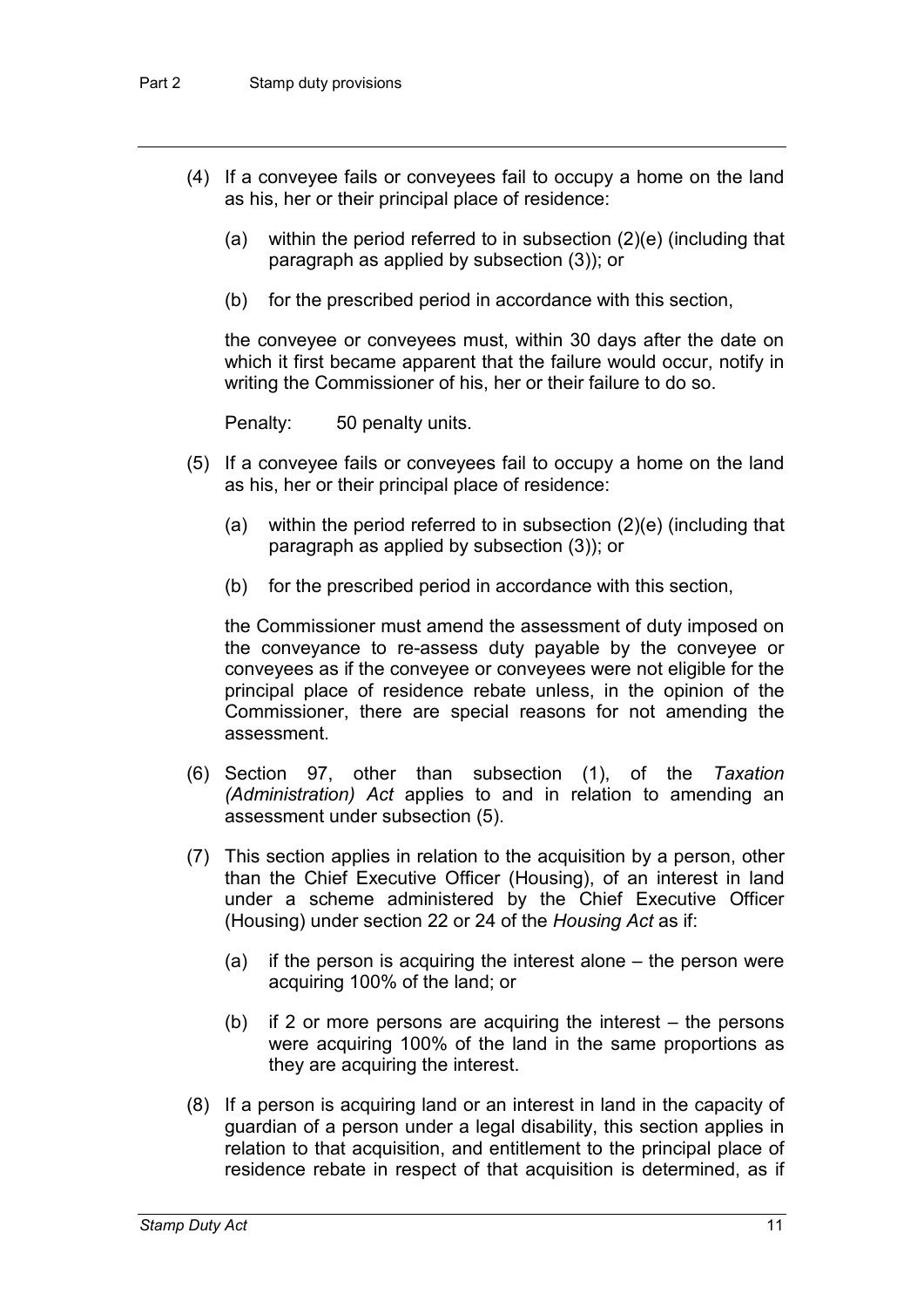(4) If a conveyee fails or conveyees fail to occupy a home on the land as his, her or their principal place of residence:

(a) within the period referred to in subsection (2)(e) (including that paragraph as applied by subsection (3)); or

(b) for the prescribed period in accordance with this section,

the conveyee or conveyees must, within 30 days after the date on which it first became apparent that the failure would occur, notify in writing the Commissioner of his, her or their failure to do so.

Penalty: 50 penalty units.

(5) If a conveyee fails or conveyees fail to occupy a home on the land as his, her or their principal place of residence:

(a) within the period referred to in subsection (2)(e) (including that paragraph as applied by subsection (3)); or

(b) for the prescribed period in accordance with this section,

the Commissioner must amend the assessment of duty imposed on the conveyance to re-assess duty payable by the conveyee or conveyees as if the conveyee or conveyees were not eligible for the principal place of residence rebate unless, in the opinion of the Commissioner, there are special reasons for not amending the assessment.

(6) Section 97, other than subsection (1), of the *Taxation (Administration) Act* applies to and in relation to amending an assessment under subsection (5).

(7) This section applies in relation to the acquisition by a person, other than the Chief Executive Officer (Housing), of an interest in land under a scheme administered by the Chief Executive Officer (Housing) under section 22 or 24 of the *Housing Act* as if:

(a) if the person is acquiring the interest alone – the person were acquiring 100% of the land; or

(b) if 2 or more persons are acquiring the interest – the persons were acquiring 100% of the land in the same proportions as they are acquiring the interest.

(8) If a person is acquiring land or an interest in land in the capacity of guardian of a person under a legal disability, this section applies in relation to that acquisition, and entitlement to the principal place of residence rebate in respect of that acquisition is determined, as if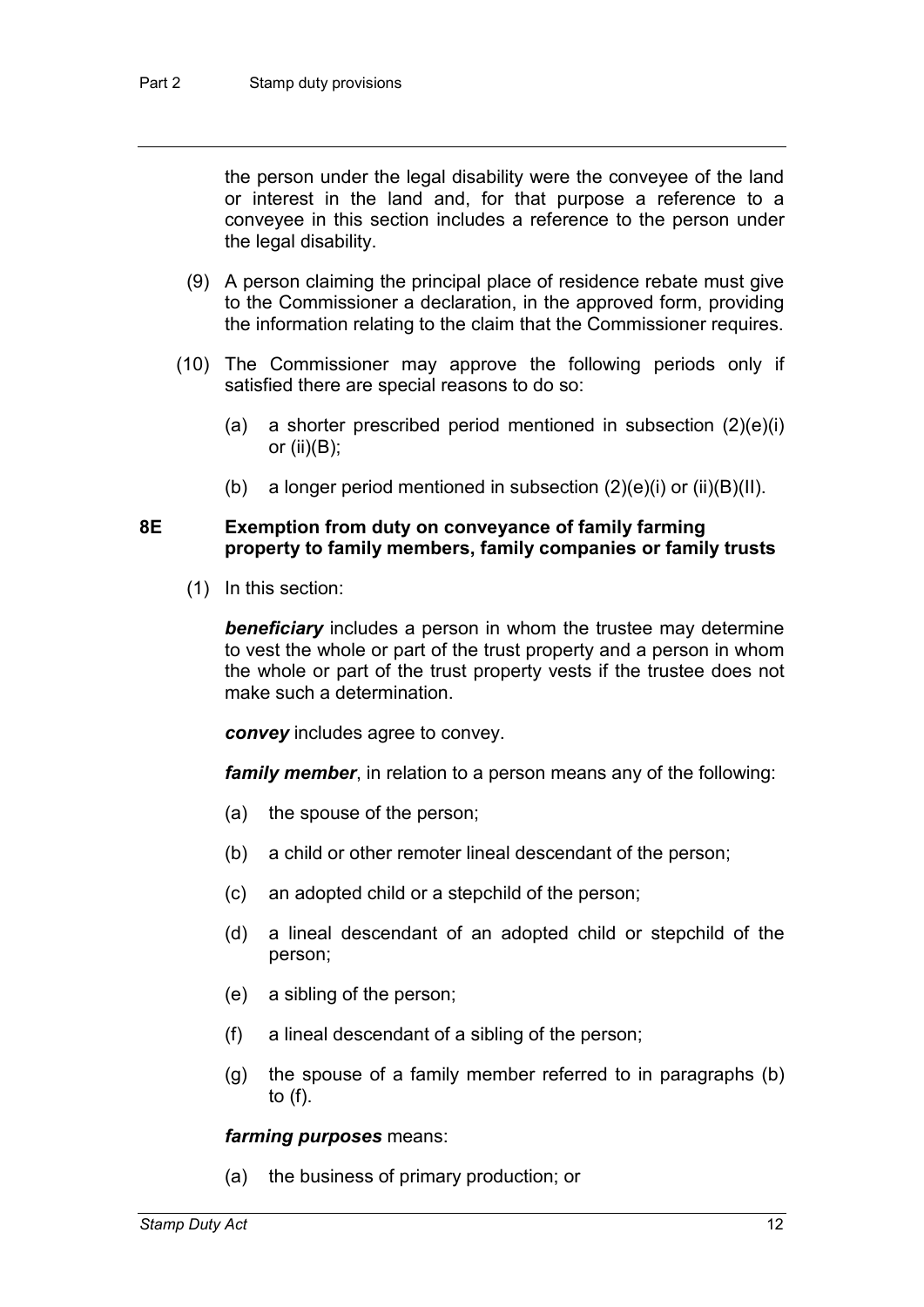the person under the legal disability were the conveyee of the land or interest in the land and, for that purpose a reference to a conveyee in this section includes a reference to the person under the legal disability.

(9) A person claiming the principal place of residence rebate must give to the Commissioner a declaration, in the approved form, providing the information relating to the claim that the Commissioner requires.

(10) The Commissioner may approve the following periods only if satisfied there are special reasons to do so:

(a) a shorter prescribed period mentioned in subsection (2)(e)(i) or (ii)(B);

(b) a longer period mentioned in subsection (2)(e)(i) or (ii)(B)(II).

### 8E Exemption from duty on conveyance of family farming property to family members, family companies or family trusts

(1) In this section:

***beneficiary*** includes a person in whom the trustee may determine to vest the whole or part of the trust property and a person in whom the whole or part of the trust property vests if the trustee does not make such a determination.

***convey*** includes agree to convey.

***family member***, in relation to a person means any of the following:

(a) the spouse of the person;

(b) a child or other remoter lineal descendant of the person;

(c) an adopted child or a stepchild of the person;

(d) a lineal descendant of an adopted child or stepchild of the person;

(e) a sibling of the person;

(f) a lineal descendant of a sibling of the person;

(g) the spouse of a family member referred to in paragraphs (b) to (f).

***farming purposes*** means:

(a) the business of primary production; or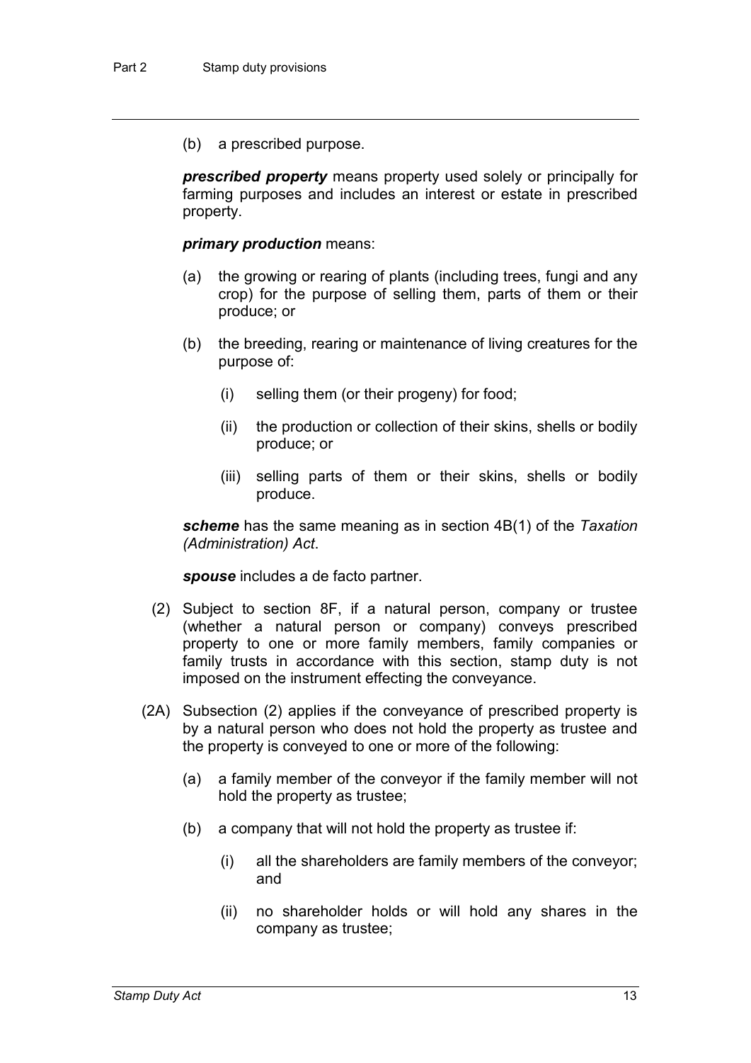(b) a prescribed purpose.

***prescribed property*** means property used solely or principally for farming purposes and includes an interest or estate in prescribed property.

***primary production*** means:

(a) the growing or rearing of plants (including trees, fungi and any crop) for the purpose of selling them, parts of them or their produce; or

(b) the breeding, rearing or maintenance of living creatures for the purpose of:

(i) selling them (or their progeny) for food;

(ii) the production or collection of their skins, shells or bodily produce; or

(iii) selling parts of them or their skins, shells or bodily produce.

***scheme*** has the same meaning as in section 4B(1) of the *Taxation (Administration) Act*.

***spouse*** includes a de facto partner.

(2) Subject to section 8F, if a natural person, company or trustee (whether a natural person or company) conveys prescribed property to one or more family members, family companies or family trusts in accordance with this section, stamp duty is not imposed on the instrument effecting the conveyance.

(2A) Subsection (2) applies if the conveyance of prescribed property is by a natural person who does not hold the property as trustee and the property is conveyed to one or more of the following:

(a) a family member of the conveyor if the family member will not hold the property as trustee;

(b) a company that will not hold the property as trustee if:

(i) all the shareholders are family members of the conveyor; and

(ii) no shareholder holds or will hold any shares in the company as trustee;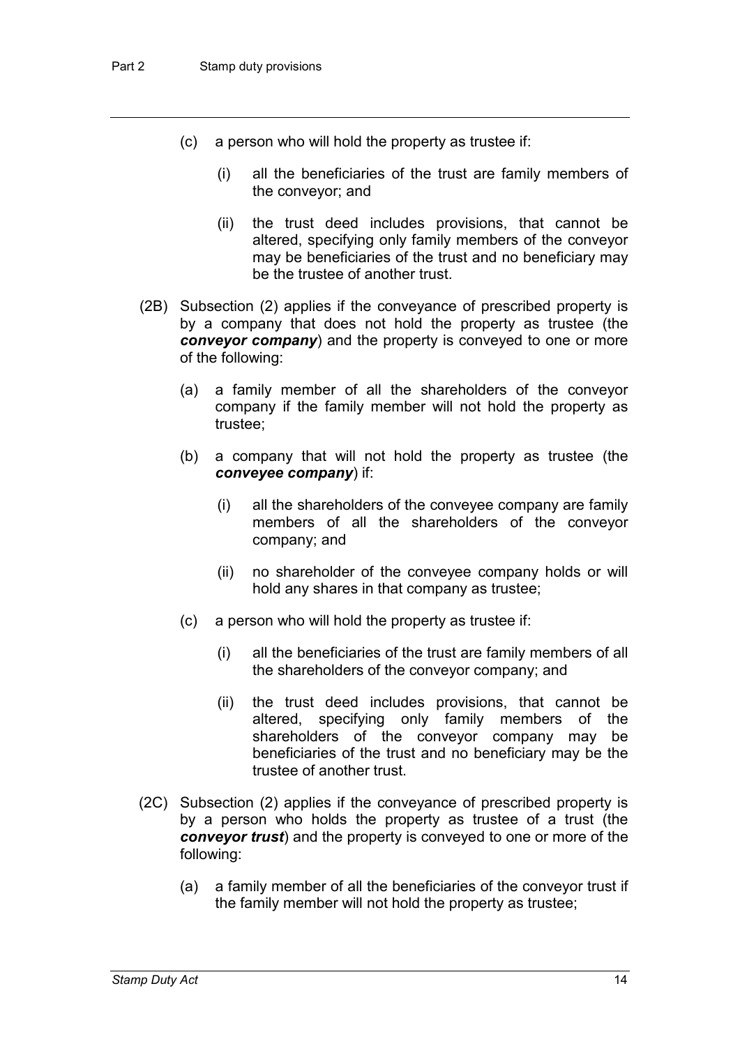(c) a person who will hold the property as trustee if:

   (i) all the beneficiaries of the trust are family members of the conveyor; and

   (ii) the trust deed includes provisions, that cannot be altered, specifying only family members of the conveyor may be beneficiaries of the trust and no beneficiary may be the trustee of another trust.

(2B) Subsection (2) applies if the conveyance of prescribed property is by a company that does not hold the property as trustee (the ***conveyor company***) and the property is conveyed to one or more of the following:

(a) a family member of all the shareholders of the conveyor company if the family member will not hold the property as trustee;

(b) a company that will not hold the property as trustee (the ***conveyee company***) if:

   (i) all the shareholders of the conveyee company are family members of all the shareholders of the conveyor company; and

   (ii) no shareholder of the conveyee company holds or will hold any shares in that company as trustee;

(c) a person who will hold the property as trustee if:

   (i) all the beneficiaries of the trust are family members of all the shareholders of the conveyor company; and

   (ii) the trust deed includes provisions, that cannot be altered, specifying only family members of the shareholders of the conveyor company may be beneficiaries of the trust and no beneficiary may be the trustee of another trust.

(2C) Subsection (2) applies if the conveyance of prescribed property is by a person who holds the property as trustee of a trust (the ***conveyor trust***) and the property is conveyed to one or more of the following:

(a) a family member of all the beneficiaries of the conveyor trust if the family member will not hold the property as trustee;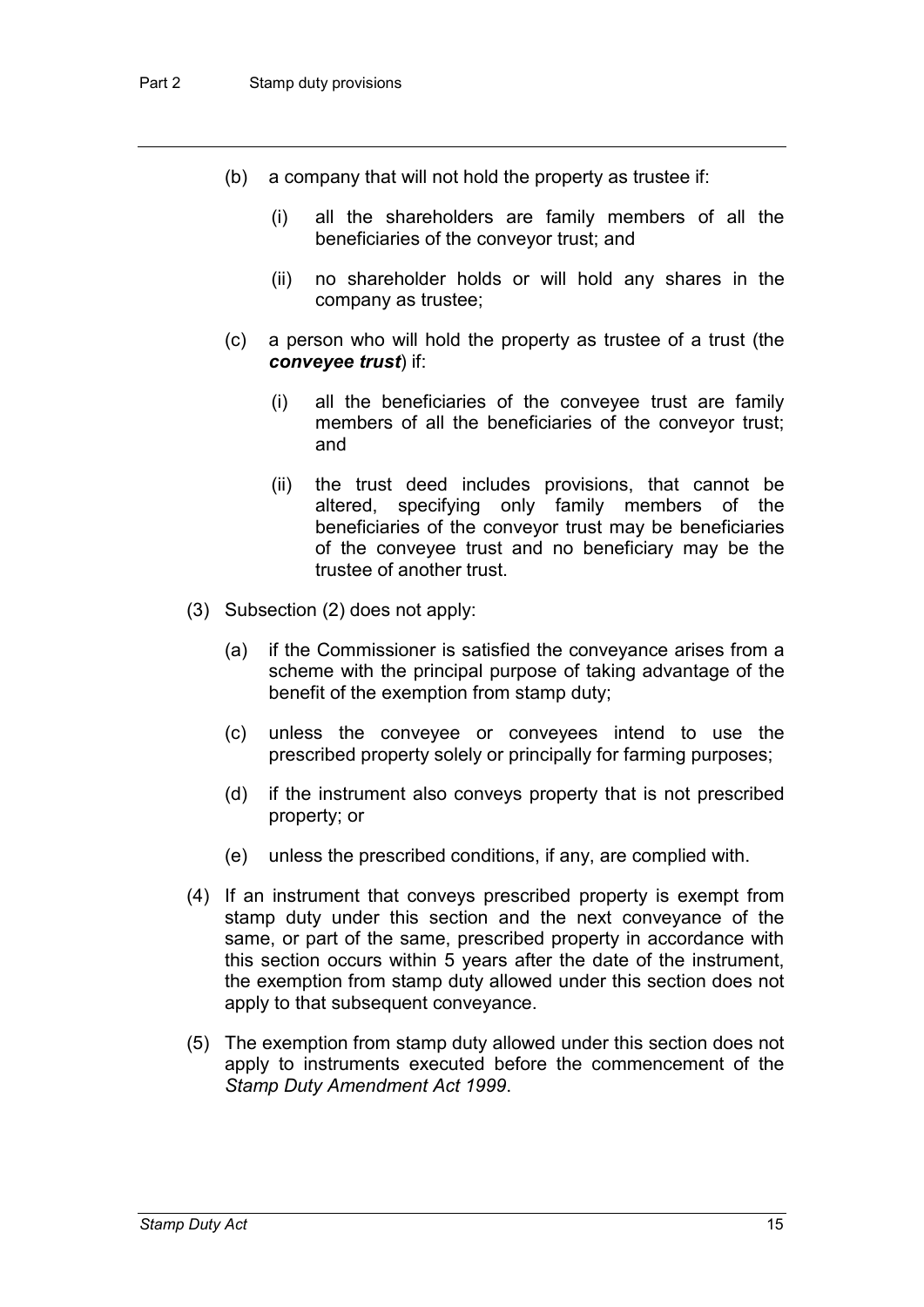(b) a company that will not hold the property as trustee if:

(i) all the shareholders are family members of all the beneficiaries of the conveyor trust; and

(ii) no shareholder holds or will hold any shares in the company as trustee;

(c) a person who will hold the property as trustee of a trust (the ***conveyee trust***) if:

(i) all the beneficiaries of the conveyee trust are family members of all the beneficiaries of the conveyor trust; and

(ii) the trust deed includes provisions, that cannot be altered, specifying only family members of the beneficiaries of the conveyor trust may be beneficiaries of the conveyee trust and no beneficiary may be the trustee of another trust.

(3) Subsection (2) does not apply:

(a) if the Commissioner is satisfied the conveyance arises from a scheme with the principal purpose of taking advantage of the benefit of the exemption from stamp duty;

(c) unless the conveyee or conveyees intend to use the prescribed property solely or principally for farming purposes;

(d) if the instrument also conveys property that is not prescribed property; or

(e) unless the prescribed conditions, if any, are complied with.

(4) If an instrument that conveys prescribed property is exempt from stamp duty under this section and the next conveyance of the same, or part of the same, prescribed property in accordance with this section occurs within 5 years after the date of the instrument, the exemption from stamp duty allowed under this section does not apply to that subsequent conveyance.

(5) The exemption from stamp duty allowed under this section does not apply to instruments executed before the commencement of the *Stamp Duty Amendment Act 1999*.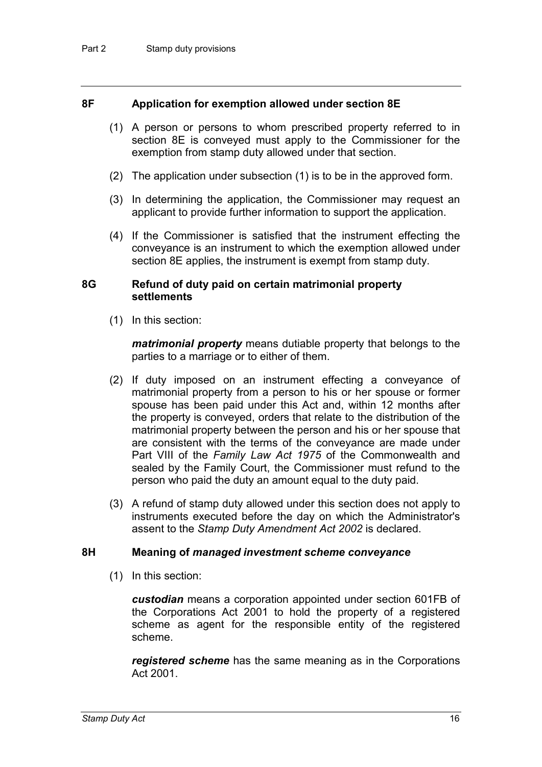## 8F Application for exemption allowed under section 8E

(1) A person or persons to whom prescribed property referred to in section 8E is conveyed must apply to the Commissioner for the exemption from stamp duty allowed under that section.

(2) The application under subsection (1) is to be in the approved form.

(3) In determining the application, the Commissioner may request an applicant to provide further information to support the application.

(4) If the Commissioner is satisfied that the instrument effecting the conveyance is an instrument to which the exemption allowed under section 8E applies, the instrument is exempt from stamp duty.

## 8G Refund of duty paid on certain matrimonial property settlements

(1) In this section:

***matrimonial property*** means dutiable property that belongs to the parties to a marriage or to either of them.

(2) If duty imposed on an instrument effecting a conveyance of matrimonial property from a person to his or her spouse or former spouse has been paid under this Act and, within 12 months after the property is conveyed, orders that relate to the distribution of the matrimonial property between the person and his or her spouse that are consistent with the terms of the conveyance are made under Part VIII of the *Family Law Act 1975* of the Commonwealth and sealed by the Family Court, the Commissioner must refund to the person who paid the duty an amount equal to the duty paid.

(3) A refund of stamp duty allowed under this section does not apply to instruments executed before the day on which the Administrator's assent to the *Stamp Duty Amendment Act 2002* is declared.

## 8H Meaning of *managed investment scheme conveyance*

(1) In this section:

***custodian*** means a corporation appointed under section 601FB of the Corporations Act 2001 to hold the property of a registered scheme as agent for the responsible entity of the registered scheme.

***registered scheme*** has the same meaning as in the Corporations Act 2001.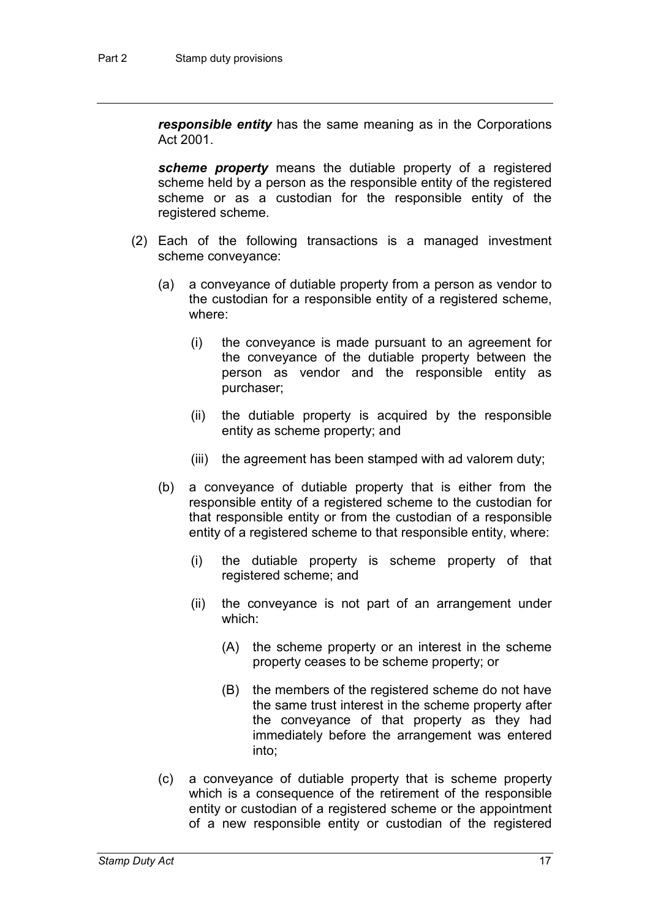***responsible entity*** has the same meaning as in the Corporations Act 2001.

***scheme property*** means the dutiable property of a registered scheme held by a person as the responsible entity of the registered scheme or as a custodian for the responsible entity of the registered scheme.

(2) Each of the following transactions is a managed investment scheme conveyance:

(a) a conveyance of dutiable property from a person as vendor to the custodian for a responsible entity of a registered scheme, where:

(i) the conveyance is made pursuant to an agreement for the conveyance of the dutiable property between the person as vendor and the responsible entity as purchaser;

(ii) the dutiable property is acquired by the responsible entity as scheme property; and

(iii) the agreement has been stamped with ad valorem duty;

(b) a conveyance of dutiable property that is either from the responsible entity of a registered scheme to the custodian for that responsible entity or from the custodian of a responsible entity of a registered scheme to that responsible entity, where:

(i) the dutiable property is scheme property of that registered scheme; and

(ii) the conveyance is not part of an arrangement under which:

(A) the scheme property or an interest in the scheme property ceases to be scheme property; or

(B) the members of the registered scheme do not have the same trust interest in the scheme property after the conveyance of that property as they had immediately before the arrangement was entered into;

(c) a conveyance of dutiable property that is scheme property which is a consequence of the retirement of the responsible entity or custodian of a registered scheme or the appointment of a new responsible entity or custodian of the registered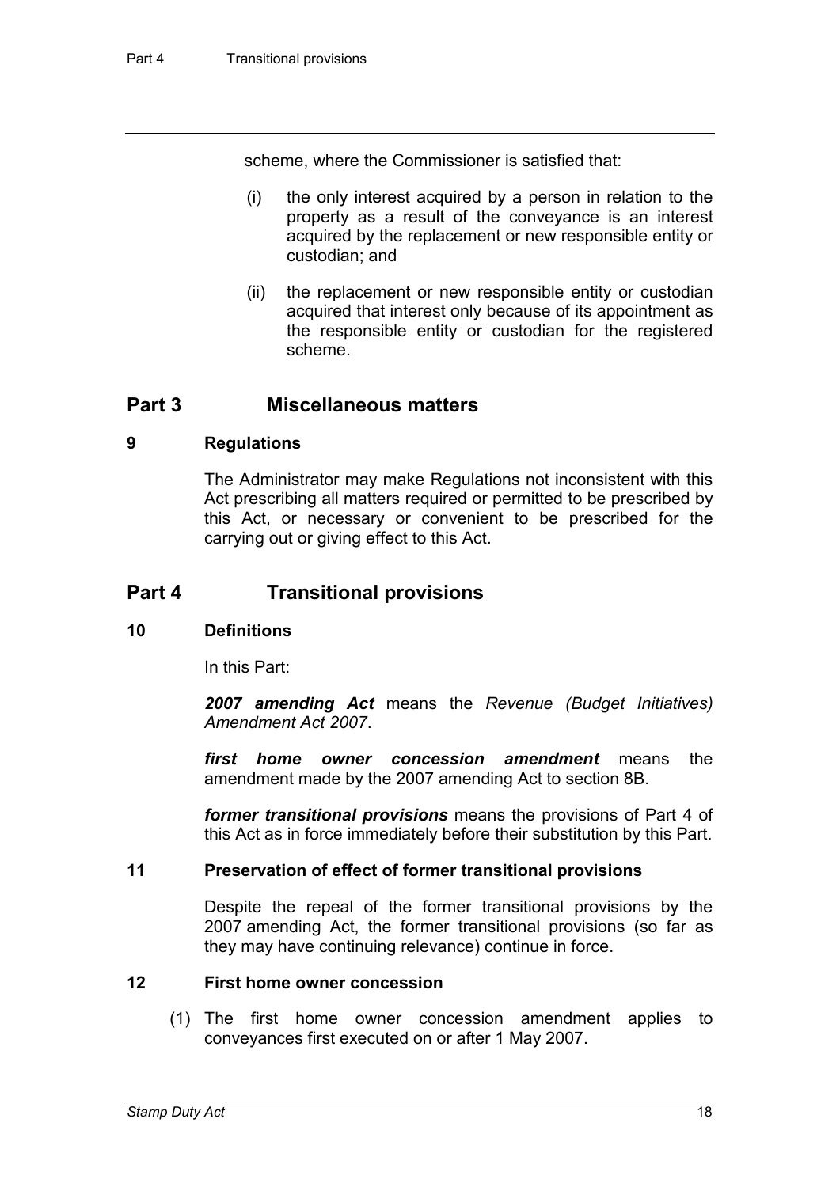scheme, where the Commissioner is satisfied that:

(i) the only interest acquired by a person in relation to the property as a result of the conveyance is an interest acquired by the replacement or new responsible entity or custodian; and

(ii) the replacement or new responsible entity or custodian acquired that interest only because of its appointment as the responsible entity or custodian for the registered scheme.

## Part 3 Miscellaneous matters

### 9 Regulations

The Administrator may make Regulations not inconsistent with this Act prescribing all matters required or permitted to be prescribed by this Act, or necessary or convenient to be prescribed for the carrying out or giving effect to this Act.

## Part 4 Transitional provisions

### 10 Definitions

In this Part:

***2007 amending Act*** means the *Revenue (Budget Initiatives) Amendment Act 2007*.

***first home owner concession amendment*** means the amendment made by the 2007 amending Act to section 8B.

***former transitional provisions*** means the provisions of Part 4 of this Act as in force immediately before their substitution by this Part.

### 11 Preservation of effect of former transitional provisions

Despite the repeal of the former transitional provisions by the 2007 amending Act, the former transitional provisions (so far as they may have continuing relevance) continue in force.

### 12 First home owner concession

(1) The first home owner concession amendment applies to conveyances first executed on or after 1 May 2007.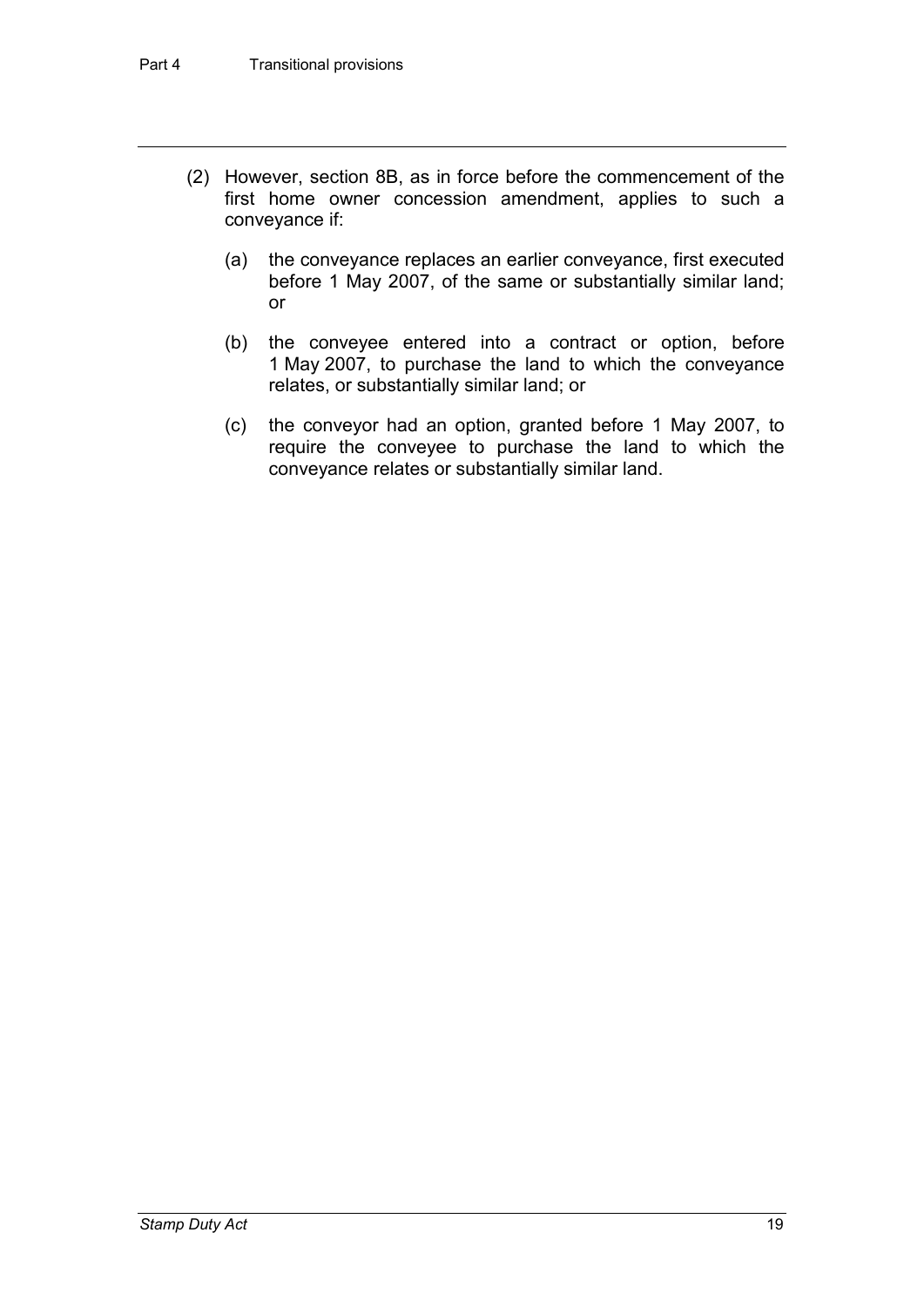(2) However, section 8B, as in force before the commencement of the first home owner concession amendment, applies to such a conveyance if:

(a) the conveyance replaces an earlier conveyance, first executed before 1 May 2007, of the same or substantially similar land; or

(b) the conveyee entered into a contract or option, before 1 May 2007, to purchase the land to which the conveyance relates, or substantially similar land; or

(c) the conveyor had an option, granted before 1 May 2007, to require the conveyee to purchase the land to which the conveyance relates or substantially similar land.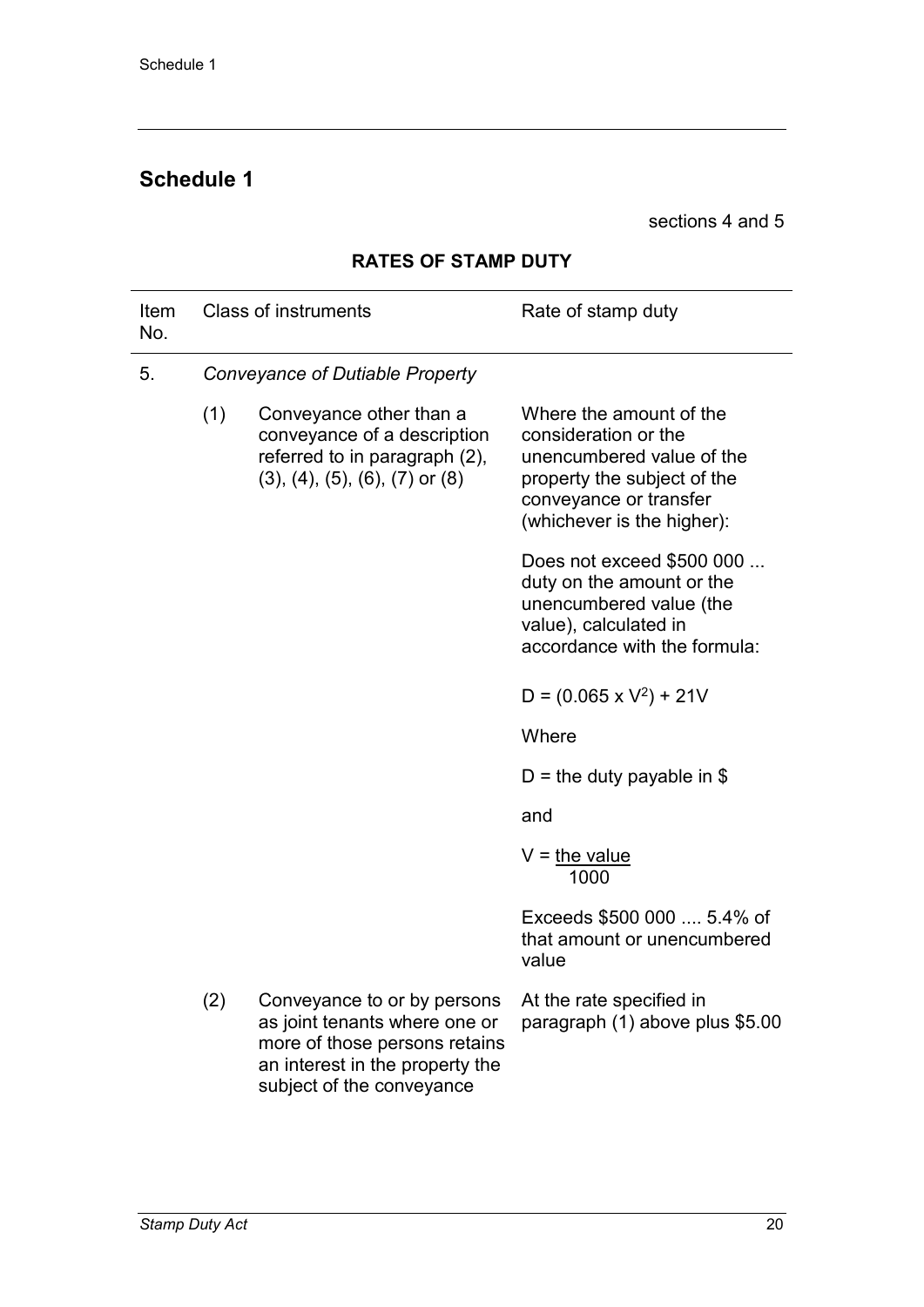## Schedule 1

sections 4 and 5

**RATES OF STAMP DUTY**

| Item No. | | Class of instruments | Rate of stamp duty |
|---|---|---|---|
| 5. | | *Conveyance of Dutiable Property* | |
| | (1) | Conveyance other than a conveyance of a description referred to in paragraph (2), (3), (4), (5), (6), (7) or (8) | Where the amount of the consideration or the unencumbered value of the property the subject of the conveyance or transfer (whichever is the higher):<br><br>Does not exceed \$500 000 ... duty on the amount or the unencumbered value (the value), calculated in accordance with the formula:<br><br>$D = (0.065 \times V^2) + 21V$<br><br>Where<br><br>D = the duty payable in \$<br><br>and<br><br>$V = \frac{\text{the value}}{1000}$<br><br>Exceeds \$500 000 .... 5.4% of that amount or unencumbered value |
| | (2) | Conveyance to or by persons as joint tenants where one or more of those persons retains an interest in the property the subject of the conveyance | At the rate specified in paragraph (1) above plus \$5.00 |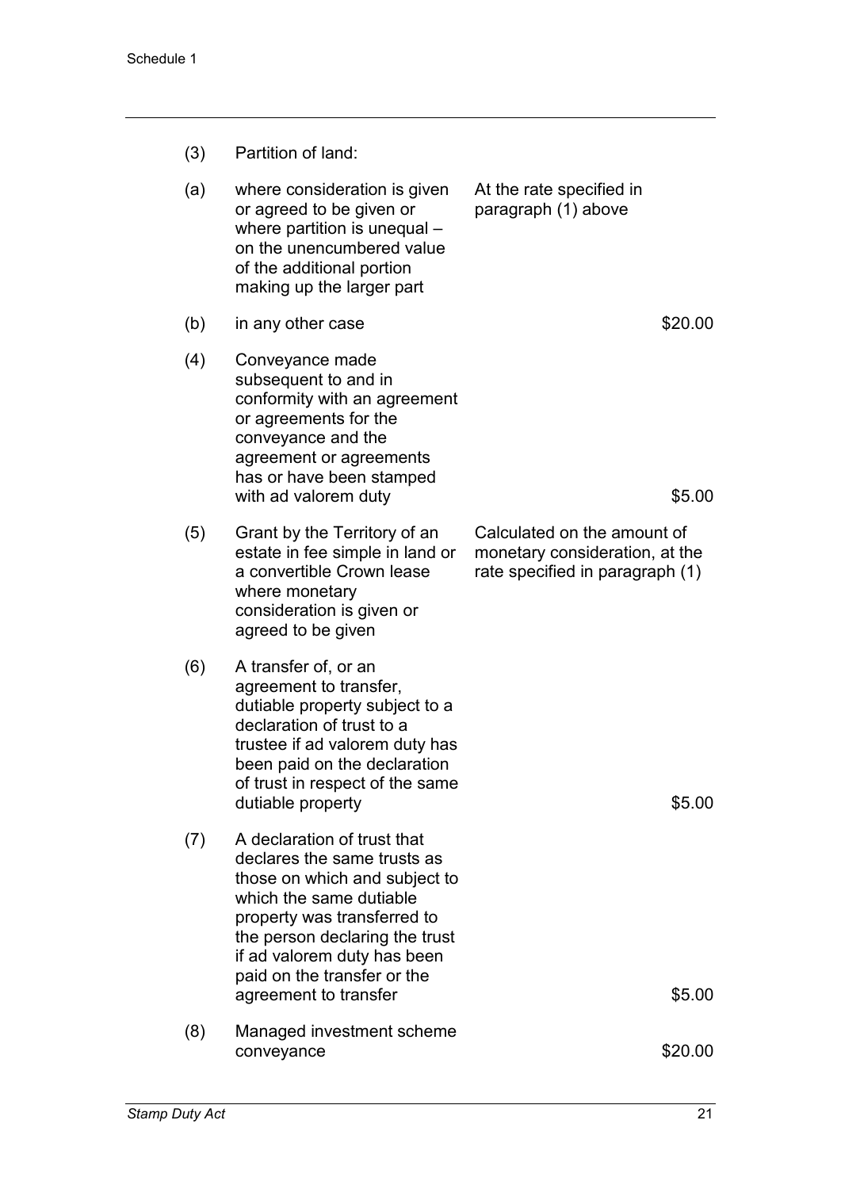| | | |
|---|---|---|
| (3) | Partition of land: | |
| (a) | where consideration is given or agreed to be given or where partition is unequal – on the unencumbered value of the additional portion making up the larger part | At the rate specified in paragraph (1) above |
| (b) | in any other case | $20.00 |
| (4) | Conveyance made subsequent to and in conformity with an agreement or agreements for the conveyance and the agreement or agreements has or have been stamped with ad valorem duty | $5.00 |
| (5) | Grant by the Territory of an estate in fee simple in land or a convertible Crown lease where monetary consideration is given or agreed to be given | Calculated on the amount of monetary consideration, at the rate specified in paragraph (1) |
| (6) | A transfer of, or an agreement to transfer, dutiable property subject to a declaration of trust to a trustee if ad valorem duty has been paid on the declaration of trust in respect of the same dutiable property | $5.00 |
| (7) | A declaration of trust that declares the same trusts as those on which and subject to which the same dutiable property was transferred to the person declaring the trust if ad valorem duty has been paid on the transfer or the agreement to transfer | $5.00 |
| (8) | Managed investment scheme conveyance | $20.00 |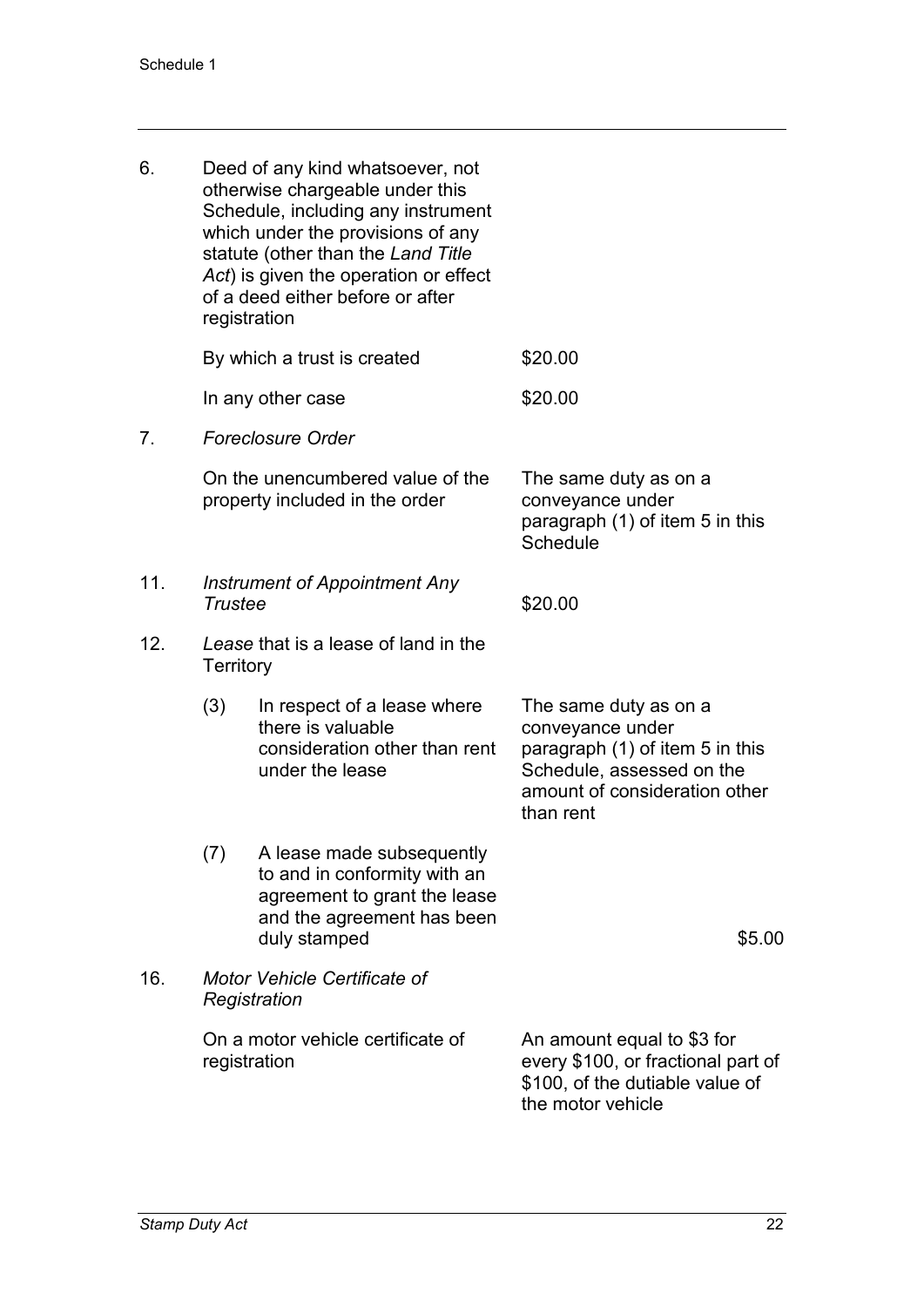| | | |
|---|---|---|
| 6. | Deed of any kind whatsoever, not otherwise chargeable under this Schedule, including any instrument which under the provisions of any statute (other than the *Land Title Act*) is given the operation or effect of a deed either before or after registration | |
| | By which a trust is created | $20.00 |
| | In any other case | $20.00 |
| 7. | *Foreclosure Order* | |
| | On the unencumbered value of the property included in the order | The same duty as on a conveyance under paragraph (1) of item 5 in this Schedule |
| 11. | *Instrument of Appointment Any Trustee* | $20.00 |
| 12. | *Lease* that is a lease of land in the Territory | |
| | (3) In respect of a lease where there is valuable consideration other than rent under the lease | The same duty as on a conveyance under paragraph (1) of item 5 in this Schedule, assessed on the amount of consideration other than rent |
| | (7) A lease made subsequently to and in conformity with an agreement to grant the lease and the agreement has been duly stamped | $5.00 |
| 16. | *Motor Vehicle Certificate of Registration* | |
| | On a motor vehicle certificate of registration | An amount equal to $3 for every $100, or fractional part of $100, of the dutiable value of the motor vehicle |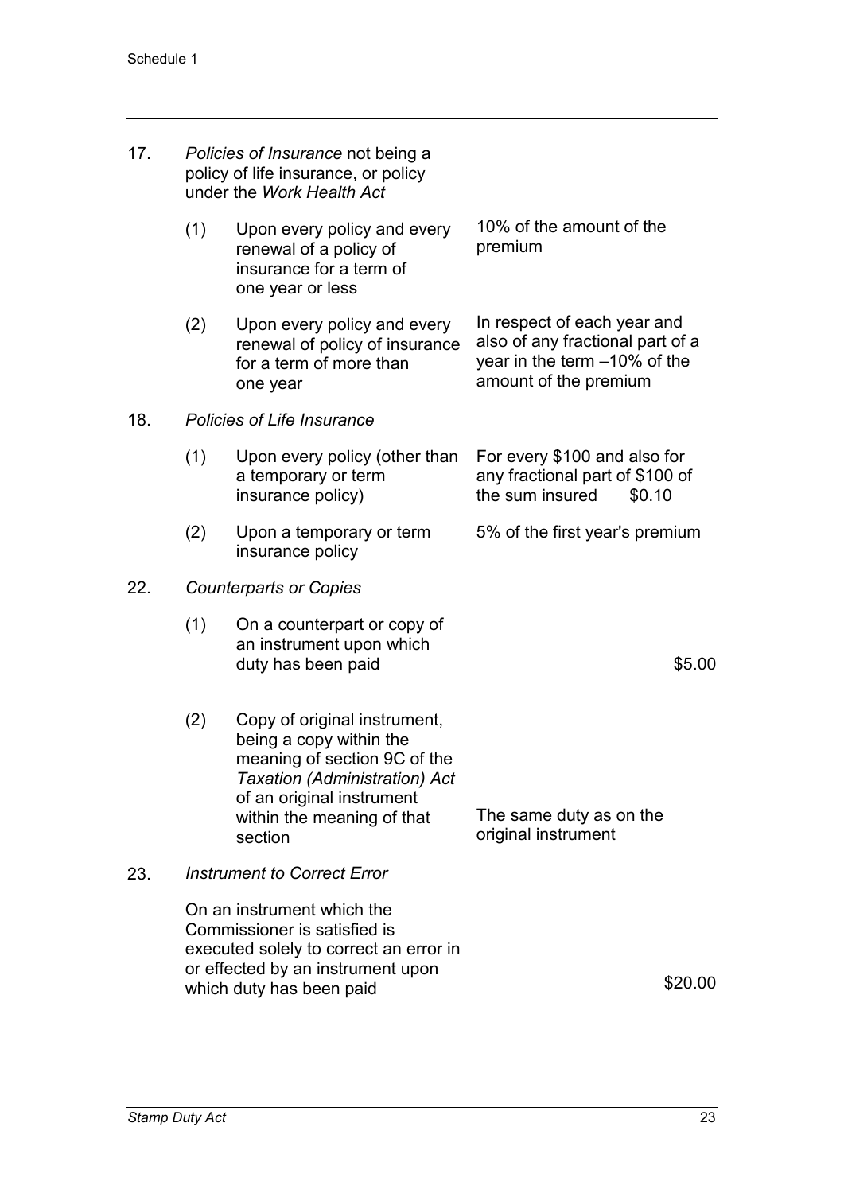| | | | |
|---|---|---|---|
| 17. | *Policies of Insurance* not being a policy of life insurance, or policy under the *Work Health Act* | | |
| | (1) | Upon every policy and every renewal of a policy of insurance for a term of one year or less | 10% of the amount of the premium |
| | (2) | Upon every policy and every renewal of policy of insurance for a term of more than one year | In respect of each year and also of any fractional part of a year in the term –10% of the amount of the premium |
| 18. | *Policies of Life Insurance* | | |
| | (1) | Upon every policy (other than a temporary or term insurance policy) | For every $100 and also for any fractional part of $100 of the sum insured $0.10 |
| | (2) | Upon a temporary or term insurance policy | 5% of the first year's premium |
| 22. | *Counterparts or Copies* | | |
| | (1) | On a counterpart or copy of an instrument upon which duty has been paid | $5.00 |
| | (2) | Copy of original instrument, being a copy within the meaning of section 9C of the *Taxation (Administration) Act* of an original instrument within the meaning of that section | The same duty as on the original instrument |
| 23. | *Instrument to Correct Error* | | |
| | On an instrument which the Commissioner is satisfied is executed solely to correct an error in or effected by an instrument upon which duty has been paid | | $20.00 |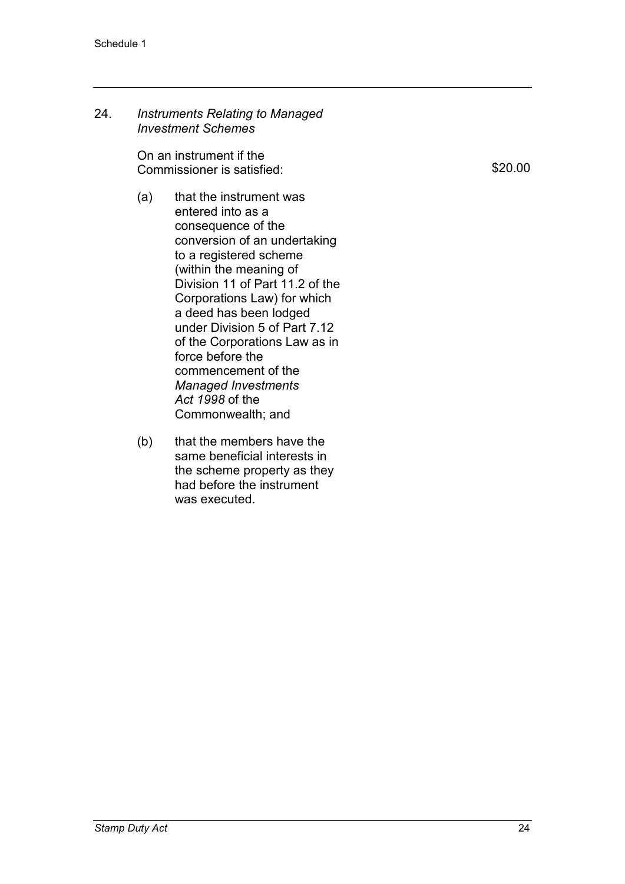24. *Instruments Relating to Managed Investment Schemes*

On an instrument if the Commissioner is satisfied: $20.00

(a) that the instrument was entered into as a consequence of the conversion of an undertaking to a registered scheme (within the meaning of Division 11 of Part 11.2 of the Corporations Law) for which a deed has been lodged under Division 5 of Part 7.12 of the Corporations Law as in force before the commencement of the *Managed Investments Act 1998* of the Commonwealth; and

(b) that the members have the same beneficial interests in the scheme property as they had before the instrument was executed.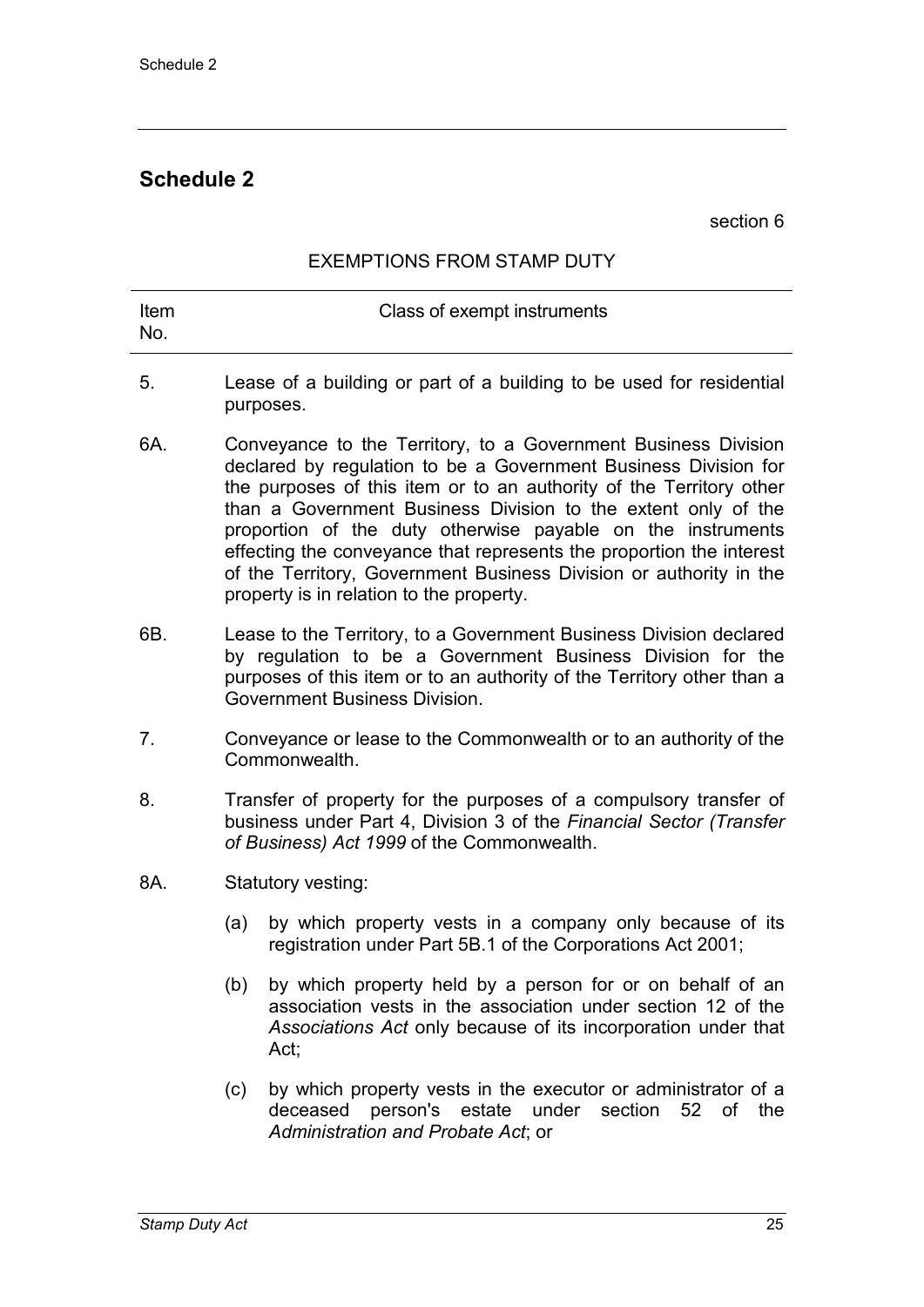## Schedule 2

section 6

EXEMPTIONS FROM STAMP DUTY

| Item No. | Class of exempt instruments |
|---|---|
| 5. | Lease of a building or part of a building to be used for residential purposes. |
| 6A. | Conveyance to the Territory, to a Government Business Division declared by regulation to be a Government Business Division for the purposes of this item or to an authority of the Territory other than a Government Business Division to the extent only of the proportion of the duty otherwise payable on the instruments effecting the conveyance that represents the proportion the interest of the Territory, Government Business Division or authority in the property is in relation to the property. |
| 6B. | Lease to the Territory, to a Government Business Division declared by regulation to be a Government Business Division for the purposes of this item or to an authority of the Territory other than a Government Business Division. |
| 7. | Conveyance or lease to the Commonwealth or to an authority of the Commonwealth. |
| 8. | Transfer of property for the purposes of a compulsory transfer of business under Part 4, Division 3 of the *Financial Sector (Transfer of Business) Act 1999* of the Commonwealth. |
| 8A. | Statutory vesting:<br>(a) by which property vests in a company only because of its registration under Part 5B.1 of the Corporations Act 2001;<br>(b) by which property held by a person for or on behalf of an association vests in the association under section 12 of the *Associations Act* only because of its incorporation under that Act;<br>(c) by which property vests in the executor or administrator of a deceased person's estate under section 52 of the *Administration and Probate Act*; or |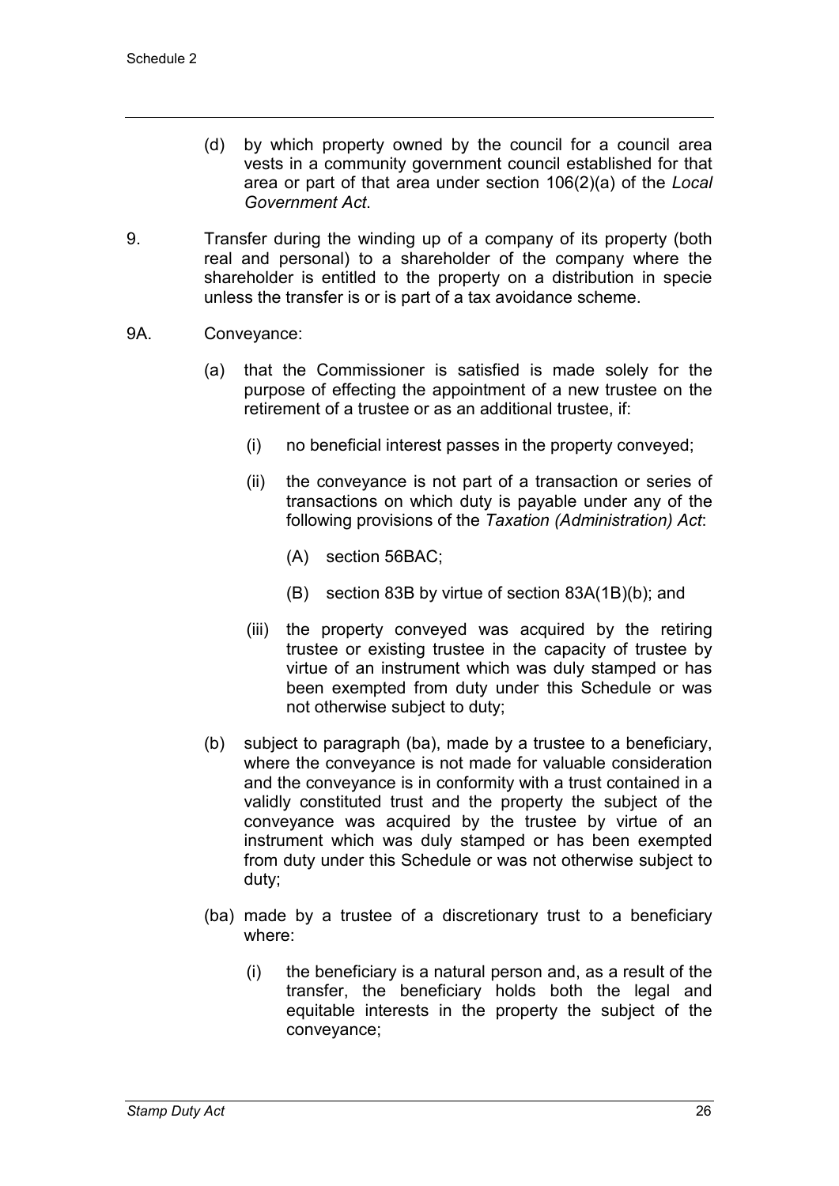(d) by which property owned by the council for a council area vests in a community government council established for that area or part of that area under section 106(2)(a) of the *Local Government Act*.

9. Transfer during the winding up of a company of its property (both real and personal) to a shareholder of the company where the shareholder is entitled to the property on a distribution in specie unless the transfer is or is part of a tax avoidance scheme.

9A. Conveyance:

(a) that the Commissioner is satisfied is made solely for the purpose of effecting the appointment of a new trustee on the retirement of a trustee or as an additional trustee, if:

(i) no beneficial interest passes in the property conveyed;

(ii) the conveyance is not part of a transaction or series of transactions on which duty is payable under any of the following provisions of the *Taxation (Administration) Act*:

(A) section 56BAC;

(B) section 83B by virtue of section 83A(1B)(b); and

(iii) the property conveyed was acquired by the retiring trustee or existing trustee in the capacity of trustee by virtue of an instrument which was duly stamped or has been exempted from duty under this Schedule or was not otherwise subject to duty;

(b) subject to paragraph (ba), made by a trustee to a beneficiary, where the conveyance is not made for valuable consideration and the conveyance is in conformity with a trust contained in a validly constituted trust and the property the subject of the conveyance was acquired by the trustee by virtue of an instrument which was duly stamped or has been exempted from duty under this Schedule or was not otherwise subject to duty;

(ba) made by a trustee of a discretionary trust to a beneficiary where:

(i) the beneficiary is a natural person and, as a result of the transfer, the beneficiary holds both the legal and equitable interests in the property the subject of the conveyance;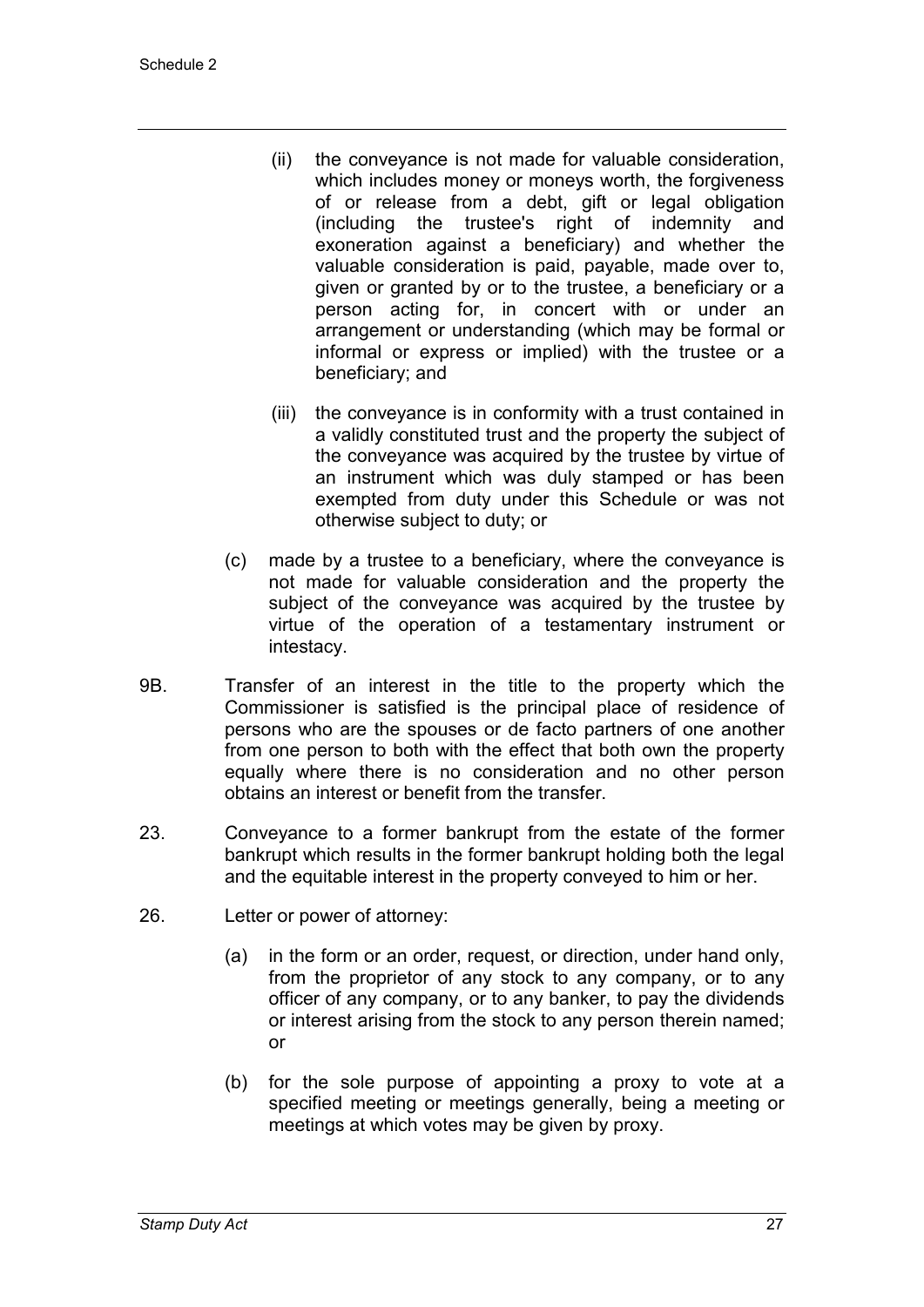(ii) the conveyance is not made for valuable consideration, which includes money or moneys worth, the forgiveness of or release from a debt, gift or legal obligation (including the trustee's right of indemnity and exoneration against a beneficiary) and whether the valuable consideration is paid, payable, made over to, given or granted by or to the trustee, a beneficiary or a person acting for, in concert with or under an arrangement or understanding (which may be formal or informal or express or implied) with the trustee or a beneficiary; and

(iii) the conveyance is in conformity with a trust contained in a validly constituted trust and the property the subject of the conveyance was acquired by the trustee by virtue of an instrument which was duly stamped or has been exempted from duty under this Schedule or was not otherwise subject to duty; or

(c) made by a trustee to a beneficiary, where the conveyance is not made for valuable consideration and the property the subject of the conveyance was acquired by the trustee by virtue of the operation of a testamentary instrument or intestacy.

9B. Transfer of an interest in the title to the property which the Commissioner is satisfied is the principal place of residence of persons who are the spouses or de facto partners of one another from one person to both with the effect that both own the property equally where there is no consideration and no other person obtains an interest or benefit from the transfer.

23. Conveyance to a former bankrupt from the estate of the former bankrupt which results in the former bankrupt holding both the legal and the equitable interest in the property conveyed to him or her.

26. Letter or power of attorney:

(a) in the form or an order, request, or direction, under hand only, from the proprietor of any stock to any company, or to any officer of any company, or to any banker, to pay the dividends or interest arising from the stock to any person therein named; or

(b) for the sole purpose of appointing a proxy to vote at a specified meeting or meetings generally, being a meeting or meetings at which votes may be given by proxy.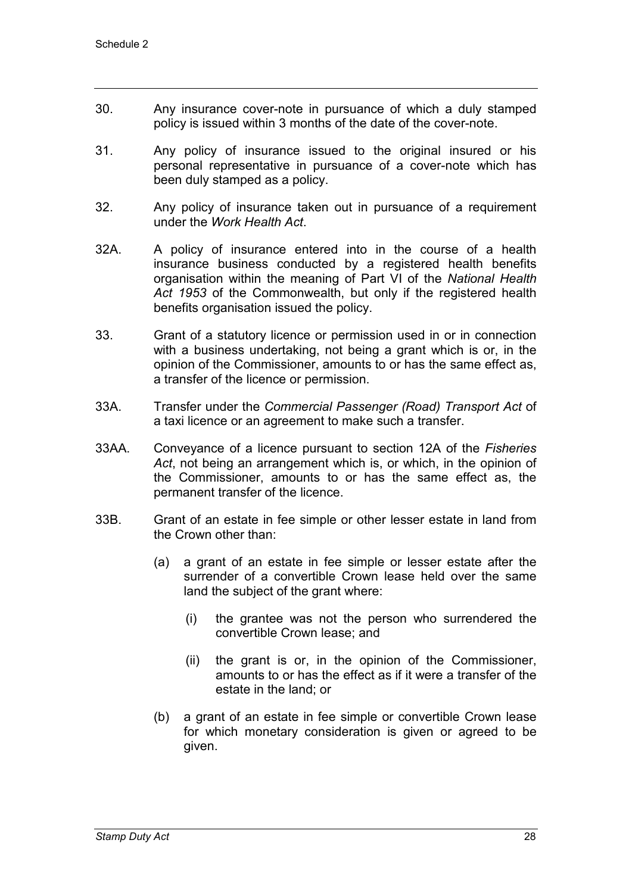30. Any insurance cover-note in pursuance of which a duly stamped policy is issued within 3 months of the date of the cover-note.

31. Any policy of insurance issued to the original insured or his personal representative in pursuance of a cover-note which has been duly stamped as a policy.

32. Any policy of insurance taken out in pursuance of a requirement under the *Work Health Act*.

32A. A policy of insurance entered into in the course of a health insurance business conducted by a registered health benefits organisation within the meaning of Part VI of the *National Health Act 1953* of the Commonwealth, but only if the registered health benefits organisation issued the policy.

33. Grant of a statutory licence or permission used in or in connection with a business undertaking, not being a grant which is or, in the opinion of the Commissioner, amounts to or has the same effect as, a transfer of the licence or permission.

33A. Transfer under the *Commercial Passenger (Road) Transport Act* of a taxi licence or an agreement to make such a transfer.

33AA. Conveyance of a licence pursuant to section 12A of the *Fisheries Act*, not being an arrangement which is, or which, in the opinion of the Commissioner, amounts to or has the same effect as, the permanent transfer of the licence.

33B. Grant of an estate in fee simple or other lesser estate in land from the Crown other than:

(a) a grant of an estate in fee simple or lesser estate after the surrender of a convertible Crown lease held over the same land the subject of the grant where:

(i) the grantee was not the person who surrendered the convertible Crown lease; and

(ii) the grant is or, in the opinion of the Commissioner, amounts to or has the effect as if it were a transfer of the estate in the land; or

(b) a grant of an estate in fee simple or convertible Crown lease for which monetary consideration is given or agreed to be given.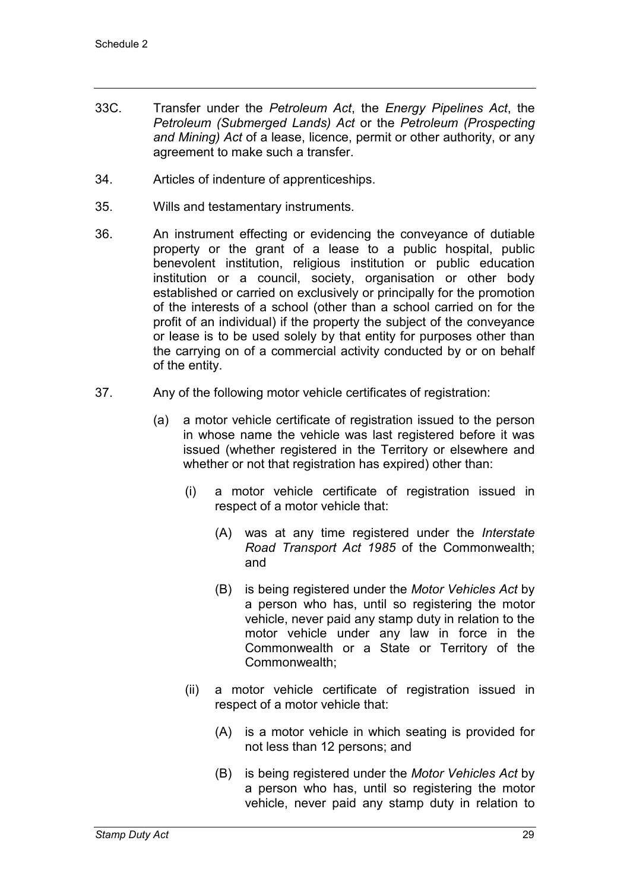33C. Transfer under the *Petroleum Act*, the *Energy Pipelines Act*, the *Petroleum (Submerged Lands) Act* or the *Petroleum (Prospecting and Mining) Act* of a lease, licence, permit or other authority, or any agreement to make such a transfer.

34. Articles of indenture of apprenticeships.

35. Wills and testamentary instruments.

36. An instrument effecting or evidencing the conveyance of dutiable property or the grant of a lease to a public hospital, public benevolent institution, religious institution or public education institution or a council, society, organisation or other body established or carried on exclusively or principally for the promotion of the interests of a school (other than a school carried on for the profit of an individual) if the property the subject of the conveyance or lease is to be used solely by that entity for purposes other than the carrying on of a commercial activity conducted by or on behalf of the entity.

37. Any of the following motor vehicle certificates of registration:

    (a) a motor vehicle certificate of registration issued to the person in whose name the vehicle was last registered before it was issued (whether registered in the Territory or elsewhere and whether or not that registration has expired) other than:

        (i) a motor vehicle certificate of registration issued in respect of a motor vehicle that:

            (A) was at any time registered under the *Interstate Road Transport Act 1985* of the Commonwealth; and

            (B) is being registered under the *Motor Vehicles Act* by a person who has, until so registering the motor vehicle, never paid any stamp duty in relation to the motor vehicle under any law in force in the Commonwealth or a State or Territory of the Commonwealth;

        (ii) a motor vehicle certificate of registration issued in respect of a motor vehicle that:

            (A) is a motor vehicle in which seating is provided for not less than 12 persons; and

            (B) is being registered under the *Motor Vehicles Act* by a person who has, until so registering the motor vehicle, never paid any stamp duty in relation to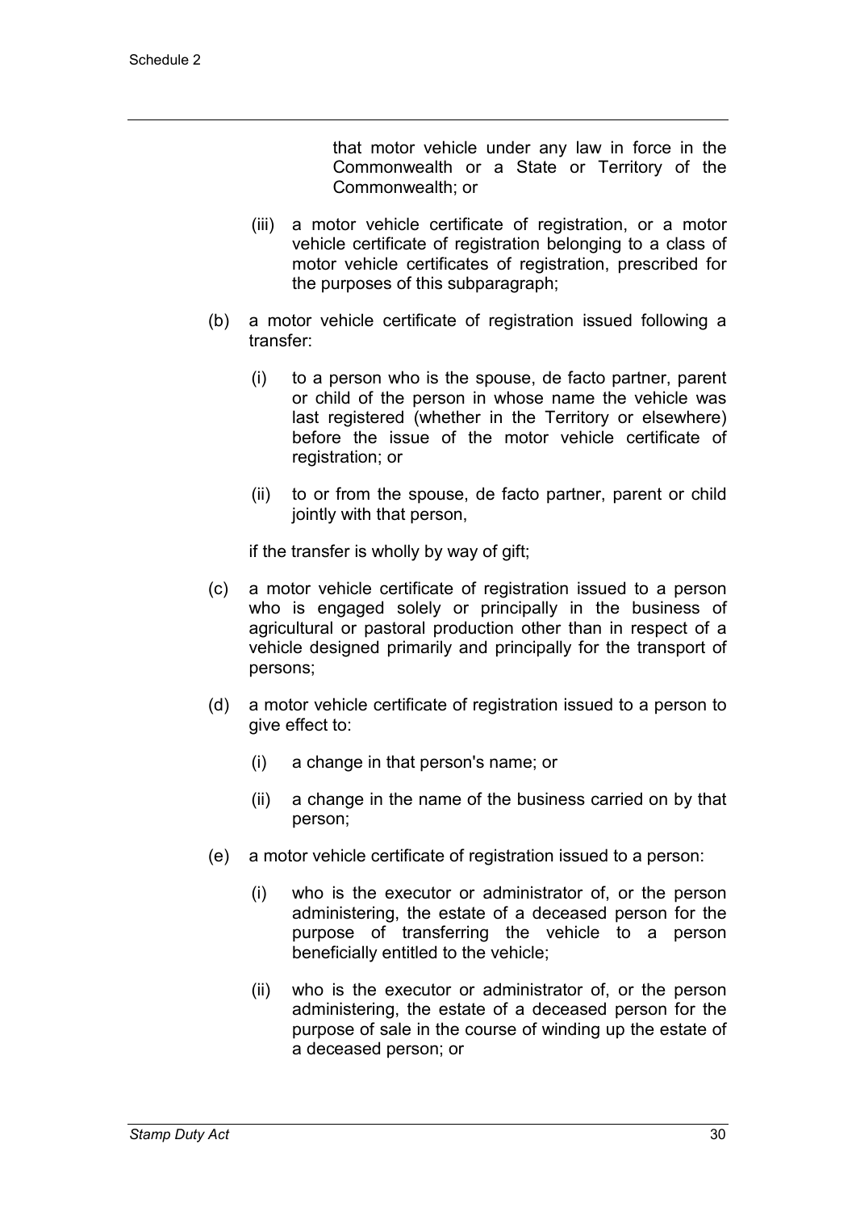that motor vehicle under any law in force in the Commonwealth or a State or Territory of the Commonwealth; or

(iii) a motor vehicle certificate of registration, or a motor vehicle certificate of registration belonging to a class of motor vehicle certificates of registration, prescribed for the purposes of this subparagraph;

(b) a motor vehicle certificate of registration issued following a transfer:

(i) to a person who is the spouse, de facto partner, parent or child of the person in whose name the vehicle was last registered (whether in the Territory or elsewhere) before the issue of the motor vehicle certificate of registration; or

(ii) to or from the spouse, de facto partner, parent or child jointly with that person,

if the transfer is wholly by way of gift;

(c) a motor vehicle certificate of registration issued to a person who is engaged solely or principally in the business of agricultural or pastoral production other than in respect of a vehicle designed primarily and principally for the transport of persons;

(d) a motor vehicle certificate of registration issued to a person to give effect to:

(i) a change in that person's name; or

(ii) a change in the name of the business carried on by that person;

(e) a motor vehicle certificate of registration issued to a person:

(i) who is the executor or administrator of, or the person administering, the estate of a deceased person for the purpose of transferring the vehicle to a person beneficially entitled to the vehicle;

(ii) who is the executor or administrator of, or the person administering, the estate of a deceased person for the purpose of sale in the course of winding up the estate of a deceased person; or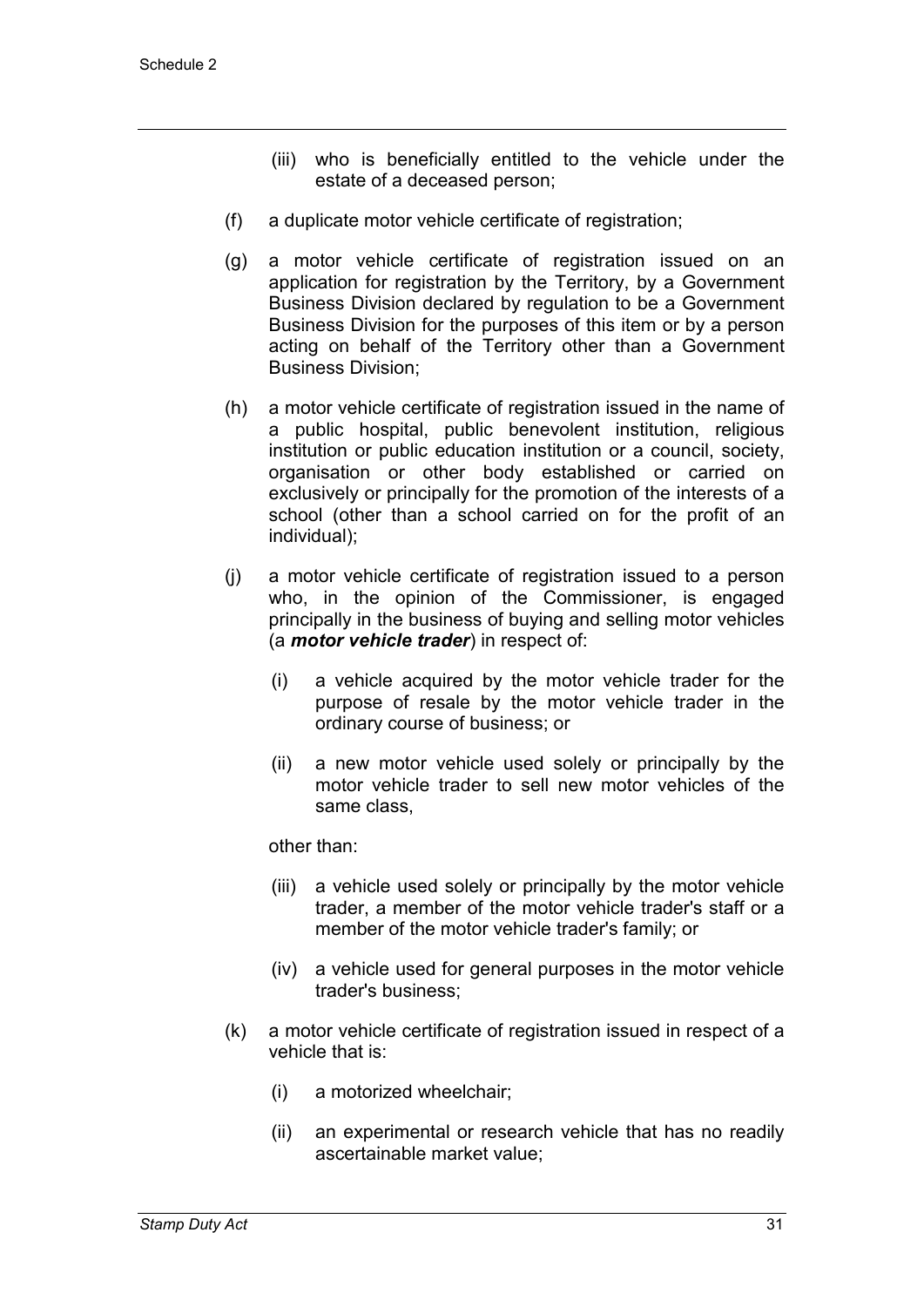(iii) who is beneficially entitled to the vehicle under the estate of a deceased person;

(f) a duplicate motor vehicle certificate of registration;

(g) a motor vehicle certificate of registration issued on an application for registration by the Territory, by a Government Business Division declared by regulation to be a Government Business Division for the purposes of this item or by a person acting on behalf of the Territory other than a Government Business Division;

(h) a motor vehicle certificate of registration issued in the name of a public hospital, public benevolent institution, religious institution or public education institution or a council, society, organisation or other body established or carried on exclusively or principally for the promotion of the interests of a school (other than a school carried on for the profit of an individual);

(j) a motor vehicle certificate of registration issued to a person who, in the opinion of the Commissioner, is engaged principally in the business of buying and selling motor vehicles (a ***motor vehicle trader***) in respect of:

(i) a vehicle acquired by the motor vehicle trader for the purpose of resale by the motor vehicle trader in the ordinary course of business; or

(ii) a new motor vehicle used solely or principally by the motor vehicle trader to sell new motor vehicles of the same class,

other than:

(iii) a vehicle used solely or principally by the motor vehicle trader, a member of the motor vehicle trader's staff or a member of the motor vehicle trader's family; or

(iv) a vehicle used for general purposes in the motor vehicle trader's business;

(k) a motor vehicle certificate of registration issued in respect of a vehicle that is:

(i) a motorized wheelchair;

(ii) an experimental or research vehicle that has no readily ascertainable market value;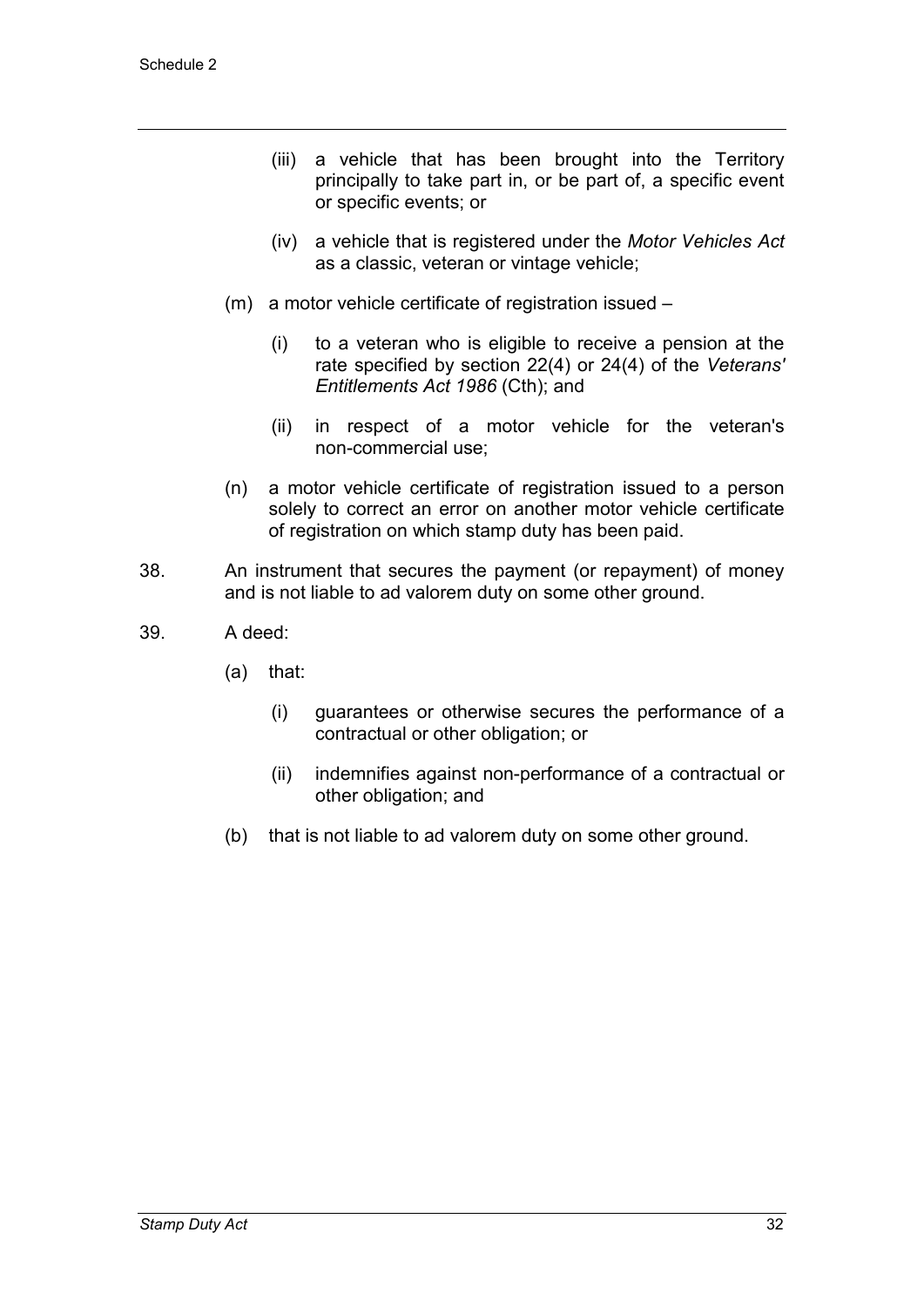(iii) a vehicle that has been brought into the Territory principally to take part in, or be part of, a specific event or specific events; or

(iv) a vehicle that is registered under the *Motor Vehicles Act* as a classic, veteran or vintage vehicle;

(m) a motor vehicle certificate of registration issued –

(i) to a veteran who is eligible to receive a pension at the rate specified by section 22(4) or 24(4) of the *Veterans' Entitlements Act 1986* (Cth); and

(ii) in respect of a motor vehicle for the veteran's non-commercial use;

(n) a motor vehicle certificate of registration issued to a person solely to correct an error on another motor vehicle certificate of registration on which stamp duty has been paid.

38. An instrument that secures the payment (or repayment) of money and is not liable to ad valorem duty on some other ground.

39. A deed:

(a) that:

(i) guarantees or otherwise secures the performance of a contractual or other obligation; or

(ii) indemnifies against non-performance of a contractual or other obligation; and

(b) that is not liable to ad valorem duty on some other ground.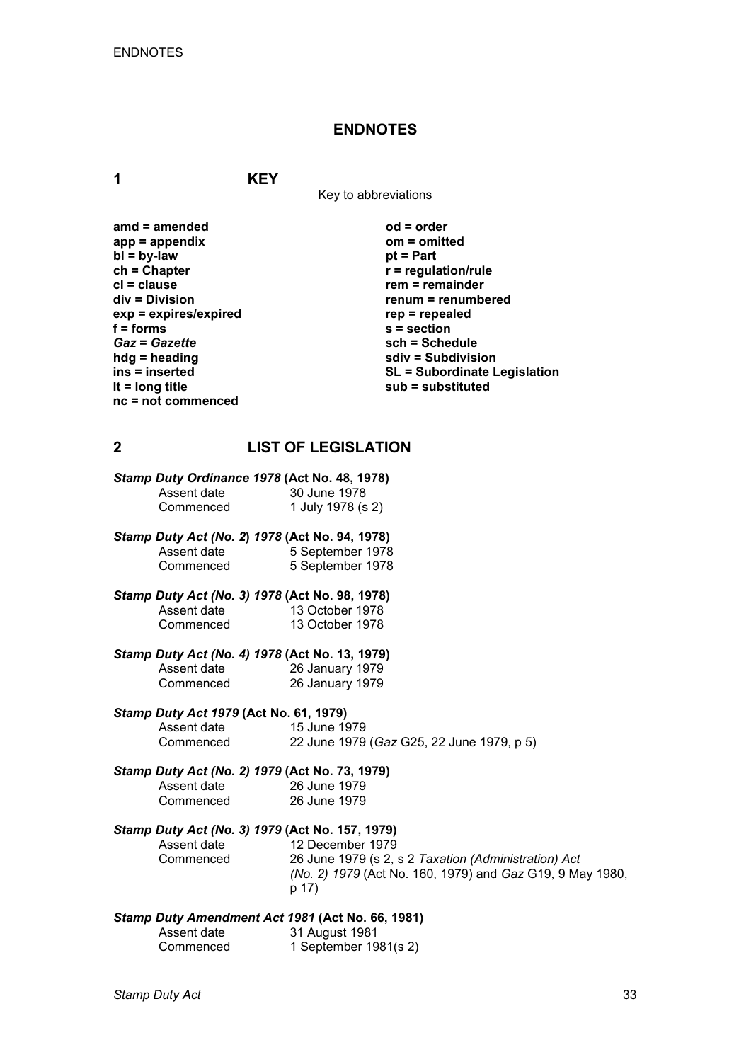# ENDNOTES

## 1 KEY

Key to abbreviations

| | |
|---|---|
| **amd = amended** | **od = order** |
| **app = appendix** | **om = omitted** |
| **bl = by-law** | **pt = Part** |
| **ch = Chapter** | **r = regulation/rule** |
| **cl = clause** | **rem = remainder** |
| **div = Division** | **renum = renumbered** |
| **exp = expires/expired** | **rep = repealed** |
| **f = forms** | **s = section** |
| ***Gaz* = *Gazette*** | **sch = Schedule** |
| **hdg = heading** | **sdiv = Subdivision** |
| **ins = inserted** | **SL = Subordinate Legislation** |
| **lt = long title** | **sub = substituted** |
| **nc = not commenced** | |

## 2 LIST OF LEGISLATION

***Stamp Duty Ordinance 1978* (Act No. 48, 1978)**

Assent date 30 June 1978
Commenced 1 July 1978 (s 2)

***Stamp Duty Act (No. 2) 1978* (Act No. 94, 1978)**

Assent date 5 September 1978
Commenced 5 September 1978

***Stamp Duty Act (No. 3) 1978* (Act No. 98, 1978)**

Assent date 13 October 1978
Commenced 13 October 1978

***Stamp Duty Act (No. 4) 1978* (Act No. 13, 1979)**

Assent date 26 January 1979
Commenced 26 January 1979

***Stamp Duty Act 1979* (Act No. 61, 1979)**

Assent date 15 June 1979
Commenced 22 June 1979 (*Gaz* G25, 22 June 1979, p 5)

***Stamp Duty Act (No. 2) 1979* (Act No. 73, 1979)**

Assent date 26 June 1979
Commenced 26 June 1979

***Stamp Duty Act (No. 3) 1979* (Act No. 157, 1979)**

Assent date 12 December 1979
Commenced 26 June 1979 (s 2, s 2 *Taxation (Administration) Act (No. 2) 1979* (Act No. 160, 1979) and *Gaz* G19, 9 May 1980, p 17)

***Stamp Duty Amendment Act 1981* (Act No. 66, 1981)**

Assent date 31 August 1981
Commenced 1 September 1981(s 2)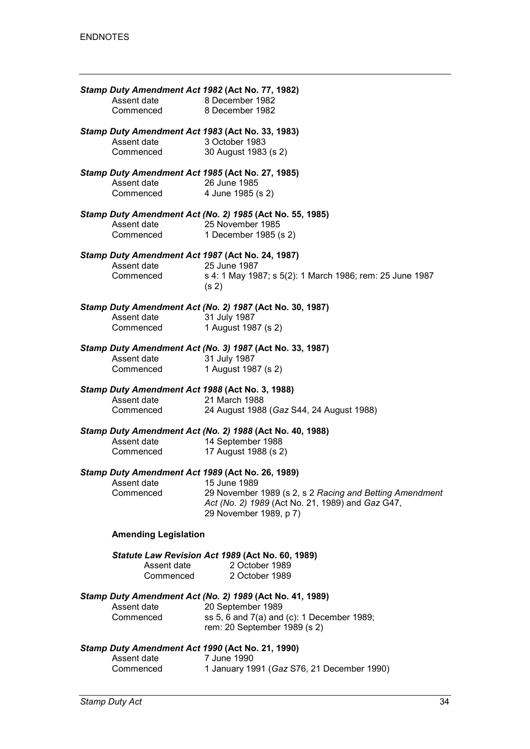***Stamp Duty Amendment Act 1982* (Act No. 77, 1982)**

Assent date 8 December 1982
Commenced 8 December 1982

***Stamp Duty Amendment Act 1983* (Act No. 33, 1983)**

Assent date 3 October 1983
Commenced 30 August 1983 (s 2)

***Stamp Duty Amendment Act 1985* (Act No. 27, 1985)**

Assent date 26 June 1985
Commenced 4 June 1985 (s 2)

***Stamp Duty Amendment Act (No. 2) 1985* (Act No. 55, 1985)**

Assent date 25 November 1985
Commenced 1 December 1985 (s 2)

***Stamp Duty Amendment Act 1987* (Act No. 24, 1987)**

Assent date 25 June 1987
Commenced s 4: 1 May 1987; s 5(2): 1 March 1986; rem: 25 June 1987 (s 2)

***Stamp Duty Amendment Act (No. 2) 1987* (Act No. 30, 1987)**

Assent date 31 July 1987
Commenced 1 August 1987 (s 2)

***Stamp Duty Amendment Act (No. 3) 1987* (Act No. 33, 1987)**

Assent date 31 July 1987
Commenced 1 August 1987 (s 2)

***Stamp Duty Amendment Act 1988* (Act No. 3, 1988)**

Assent date 21 March 1988
Commenced 24 August 1988 (*Gaz* S44, 24 August 1988)

***Stamp Duty Amendment Act (No. 2) 1988* (Act No. 40, 1988)**

Assent date 14 September 1988
Commenced 17 August 1988 (s 2)

***Stamp Duty Amendment Act 1989* (Act No. 26, 1989)**

Assent date 15 June 1989
Commenced 29 November 1989 (s 2, s 2 *Racing and Betting Amendment Act (No. 2) 1989* (Act No. 21, 1989) and *Gaz* G47, 29 November 1989, p 7)

**Amending Legislation**

***Statute Law Revision Act 1989* (Act No. 60, 1989)**

Assent date 2 October 1989
Commenced 2 October 1989

***Stamp Duty Amendment Act (No. 2) 1989* (Act No. 41, 1989)**

Assent date 20 September 1989
Commenced ss 5, 6 and 7(a) and (c): 1 December 1989; rem: 20 September 1989 (s 2)

***Stamp Duty Amendment Act 1990* (Act No. 21, 1990)**

Assent date 7 June 1990
Commenced 1 January 1991 (*Gaz* S76, 21 December 1990)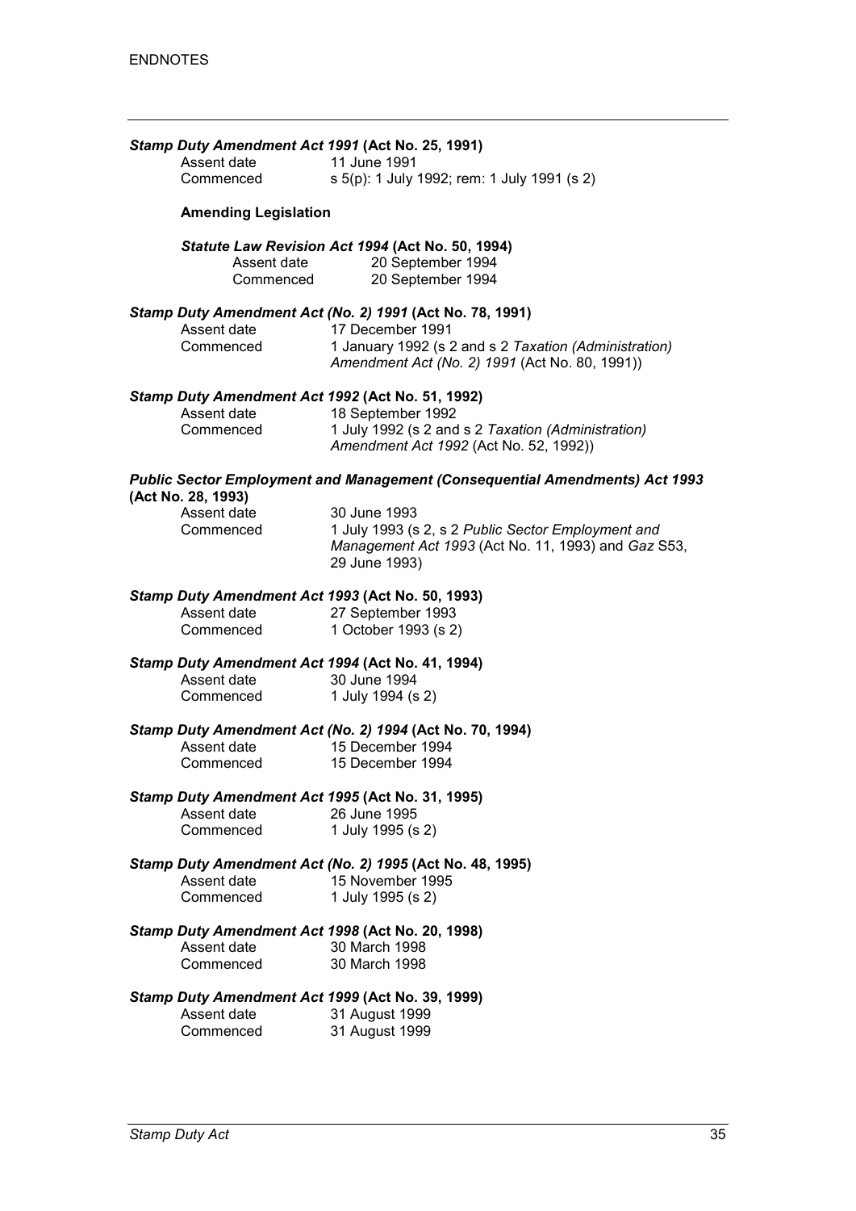***Stamp Duty Amendment Act 1991*** **(Act No. 25, 1991)**

Assent date 11 June 1991
Commenced s 5(p): 1 July 1992; rem: 1 July 1991 (s 2)

**Amending Legislation**

***Statute Law Revision Act 1994*** **(Act No. 50, 1994)**

Assent date 20 September 1994
Commenced 20 September 1994

***Stamp Duty Amendment Act (No. 2) 1991*** **(Act No. 78, 1991)**

Assent date 17 December 1991
Commenced 1 January 1992 (s 2 and s 2 *Taxation (Administration) Amendment Act (No. 2) 1991* (Act No. 80, 1991))

***Stamp Duty Amendment Act 1992*** **(Act No. 51, 1992)**

Assent date 18 September 1992
Commenced 1 July 1992 (s 2 and s 2 *Taxation (Administration) Amendment Act 1992* (Act No. 52, 1992))

***Public Sector Employment and Management (Consequential Amendments) Act 1993*** **(Act No. 28, 1993)**

Assent date 30 June 1993
Commenced 1 July 1993 (s 2, s 2 *Public Sector Employment and Management Act 1993* (Act No. 11, 1993) and *Gaz* S53, 29 June 1993)

***Stamp Duty Amendment Act 1993*** **(Act No. 50, 1993)**

Assent date 27 September 1993
Commenced 1 October 1993 (s 2)

***Stamp Duty Amendment Act 1994*** **(Act No. 41, 1994)**

Assent date 30 June 1994
Commenced 1 July 1994 (s 2)

***Stamp Duty Amendment Act (No. 2) 1994*** **(Act No. 70, 1994)**

Assent date 15 December 1994
Commenced 15 December 1994

***Stamp Duty Amendment Act 1995*** **(Act No. 31, 1995)**

Assent date 26 June 1995
Commenced 1 July 1995 (s 2)

***Stamp Duty Amendment Act (No. 2) 1995*** **(Act No. 48, 1995)**

Assent date 15 November 1995
Commenced 1 July 1995 (s 2)

***Stamp Duty Amendment Act 1998*** **(Act No. 20, 1998)**

Assent date 30 March 1998
Commenced 30 March 1998

***Stamp Duty Amendment Act 1999*** **(Act No. 39, 1999)**

Assent date 31 August 1999
Commenced 31 August 1999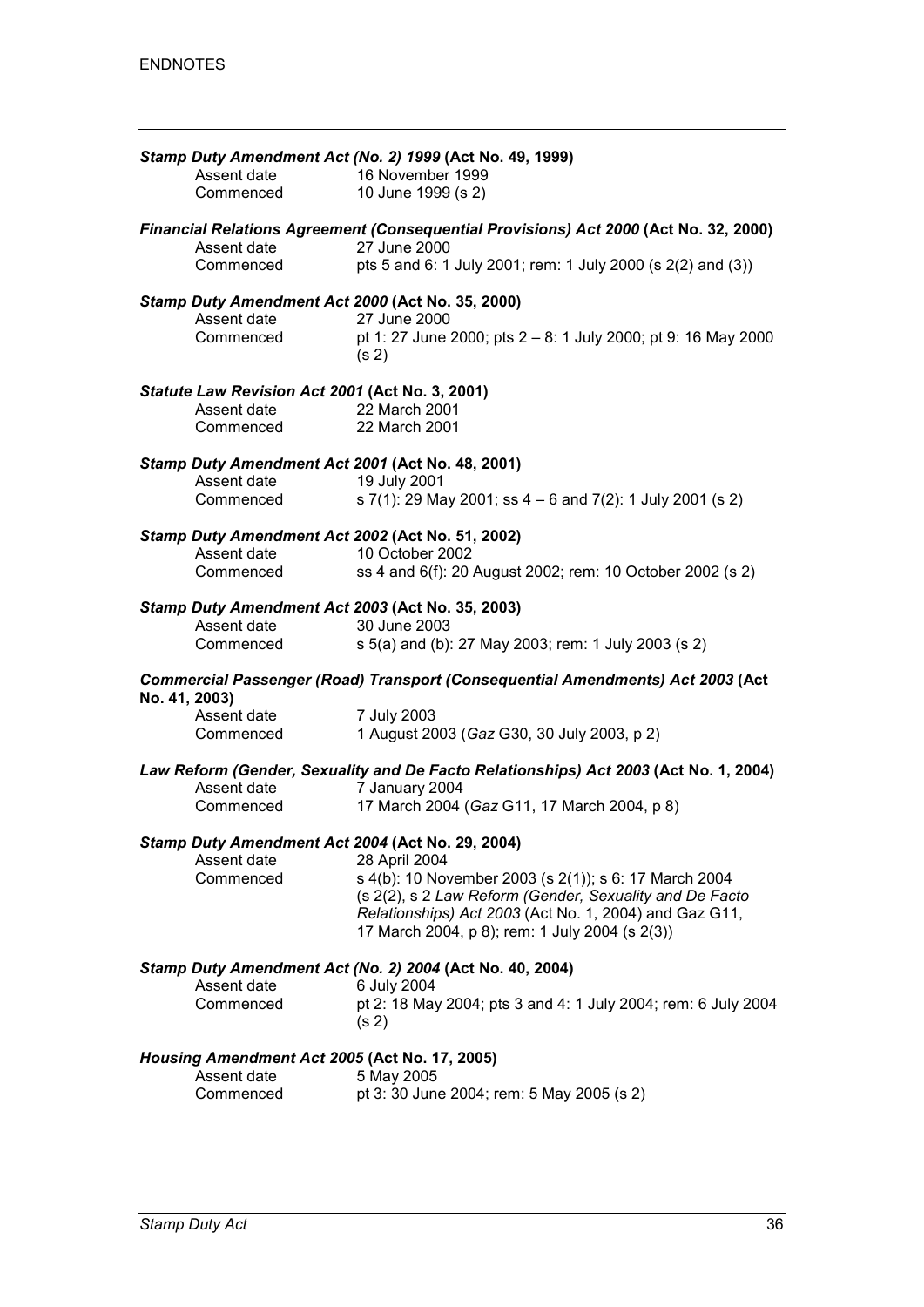***Stamp Duty Amendment Act (No. 2) 1999* (Act No. 49, 1999)**

Assent date 16 November 1999
Commenced 10 June 1999 (s 2)

***Financial Relations Agreement (Consequential Provisions) Act 2000* (Act No. 32, 2000)**

Assent date 27 June 2000
Commenced pts 5 and 6: 1 July 2001; rem: 1 July 2000 (s 2(2) and (3))

***Stamp Duty Amendment Act 2000* (Act No. 35, 2000)**

Assent date 27 June 2000
Commenced pt 1: 27 June 2000; pts 2 – 8: 1 July 2000; pt 9: 16 May 2000 (s 2)

***Statute Law Revision Act 2001* (Act No. 3, 2001)**

Assent date 22 March 2001
Commenced 22 March 2001

***Stamp Duty Amendment Act 2001* (Act No. 48, 2001)**

Assent date 19 July 2001
Commenced s 7(1): 29 May 2001; ss 4 – 6 and 7(2): 1 July 2001 (s 2)

***Stamp Duty Amendment Act 2002* (Act No. 51, 2002)**

Assent date 10 October 2002
Commenced ss 4 and 6(f): 20 August 2002; rem: 10 October 2002 (s 2)

***Stamp Duty Amendment Act 2003* (Act No. 35, 2003)**

Assent date 30 June 2003
Commenced s 5(a) and (b): 27 May 2003; rem: 1 July 2003 (s 2)

***Commercial Passenger (Road) Transport (Consequential Amendments) Act 2003* (Act No. 41, 2003)**

Assent date 7 July 2003
Commenced 1 August 2003 (*Gaz* G30, 30 July 2003, p 2)

***Law Reform (Gender, Sexuality and De Facto Relationships) Act 2003* (Act No. 1, 2004)**

Assent date 7 January 2004
Commenced 17 March 2004 (*Gaz* G11, 17 March 2004, p 8)

***Stamp Duty Amendment Act 2004* (Act No. 29, 2004)**

Assent date 28 April 2004
Commenced s 4(b): 10 November 2003 (s 2(1)); s 6: 17 March 2004 (s 2(2), s 2 *Law Reform (Gender, Sexuality and De Facto Relationships) Act 2003* (Act No. 1, 2004) and Gaz G11, 17 March 2004, p 8); rem: 1 July 2004 (s 2(3))

***Stamp Duty Amendment Act (No. 2) 2004* (Act No. 40, 2004)**

Assent date 6 July 2004
Commenced pt 2: 18 May 2004; pts 3 and 4: 1 July 2004; rem: 6 July 2004 (s 2)

***Housing Amendment Act 2005* (Act No. 17, 2005)**

Assent date 5 May 2005
Commenced pt 3: 30 June 2004; rem: 5 May 2005 (s 2)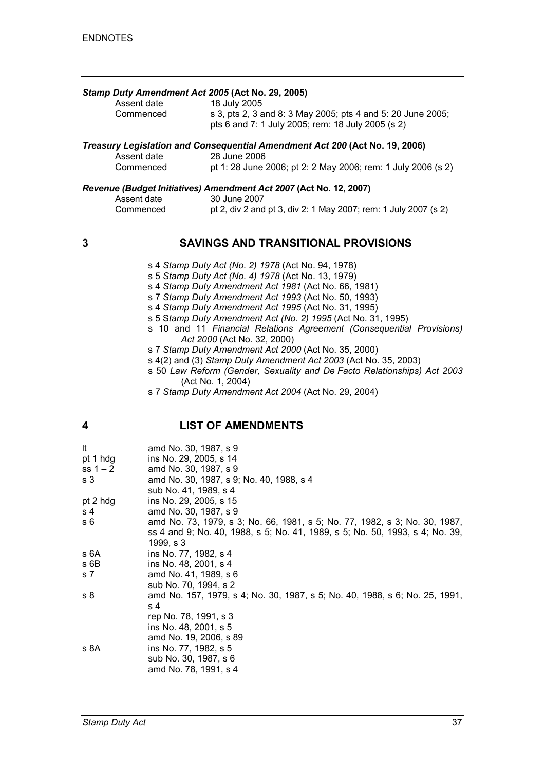***Stamp Duty Amendment Act 2005* (Act No. 29, 2005)**

| | |
|---|---|
| Assent date | 18 July 2005 |
| Commenced | s 3, pts 2, 3 and 8: 3 May 2005; pts 4 and 5: 20 June 2005; pts 6 and 7: 1 July 2005; rem: 18 July 2005 (s 2) |

***Treasury Legislation and Consequential Amendment Act 200* (Act No. 19, 2006)**

| | |
|---|---|
| Assent date | 28 June 2006 |
| Commenced | pt 1: 28 June 2006; pt 2: 2 May 2006; rem: 1 July 2006 (s 2) |

***Revenue (Budget Initiatives) Amendment Act 2007* (Act No. 12, 2007)**

| | |
|---|---|
| Assent date | 30 June 2007 |
| Commenced | pt 2, div 2 and pt 3, div 2: 1 May 2007; rem: 1 July 2007 (s 2) |

## 3 SAVINGS AND TRANSITIONAL PROVISIONS

s 4 *Stamp Duty Act (No. 2) 1978* (Act No. 94, 1978)
s 5 *Stamp Duty Act (No. 4) 1978* (Act No. 13, 1979)
s 4 *Stamp Duty Amendment Act 1981* (Act No. 66, 1981)
s 7 *Stamp Duty Amendment Act 1993* (Act No. 50, 1993)
s 4 *Stamp Duty Amendment Act 1995* (Act No. 31, 1995)
s 5 *Stamp Duty Amendment Act (No. 2) 1995* (Act No. 31, 1995)
s 10 and 11 *Financial Relations Agreement (Consequential Provisions) Act 2000* (Act No. 32, 2000)
s 7 *Stamp Duty Amendment Act 2000* (Act No. 35, 2000)
s 4(2) and (3) *Stamp Duty Amendment Act 2003* (Act No. 35, 2003)
s 50 *Law Reform (Gender, Sexuality and De Facto Relationships) Act 2003* (Act No. 1, 2004)
s 7 *Stamp Duty Amendment Act 2004* (Act No. 29, 2004)

## 4 LIST OF AMENDMENTS

| | |
|---|---|
| lt | amd No. 30, 1987, s 9 |
| pt 1 hdg | ins No. 29, 2005, s 14 |
| ss 1 – 2 | amd No. 30, 1987, s 9 |
| s 3 | amd No. 30, 1987, s 9; No. 40, 1988, s 4 |
| | sub No. 41, 1989, s 4 |
| pt 2 hdg | ins No. 29, 2005, s 15 |
| s 4 | amd No. 30, 1987, s 9 |
| s 6 | amd No. 73, 1979, s 3; No. 66, 1981, s 5; No. 77, 1982, s 3; No. 30, 1987, ss 4 and 9; No. 40, 1988, s 5; No. 41, 1989, s 5; No. 50, 1993, s 4; No. 39, 1999, s 3 |
| s 6A | ins No. 77, 1982, s 4 |
| s 6B | ins No. 48, 2001, s 4 |
| s 7 | amd No. 41, 1989, s 6 |
| | sub No. 70, 1994, s 2 |
| s 8 | amd No. 157, 1979, s 4; No. 30, 1987, s 5; No. 40, 1988, s 6; No. 25, 1991, s 4 |
| | rep No. 78, 1991, s 3 |
| | ins No. 48, 2001, s 5 |
| | amd No. 19, 2006, s 89 |
| s 8A | ins No. 77, 1982, s 5 |
| | sub No. 30, 1987, s 6 |
| | amd No. 78, 1991, s 4 |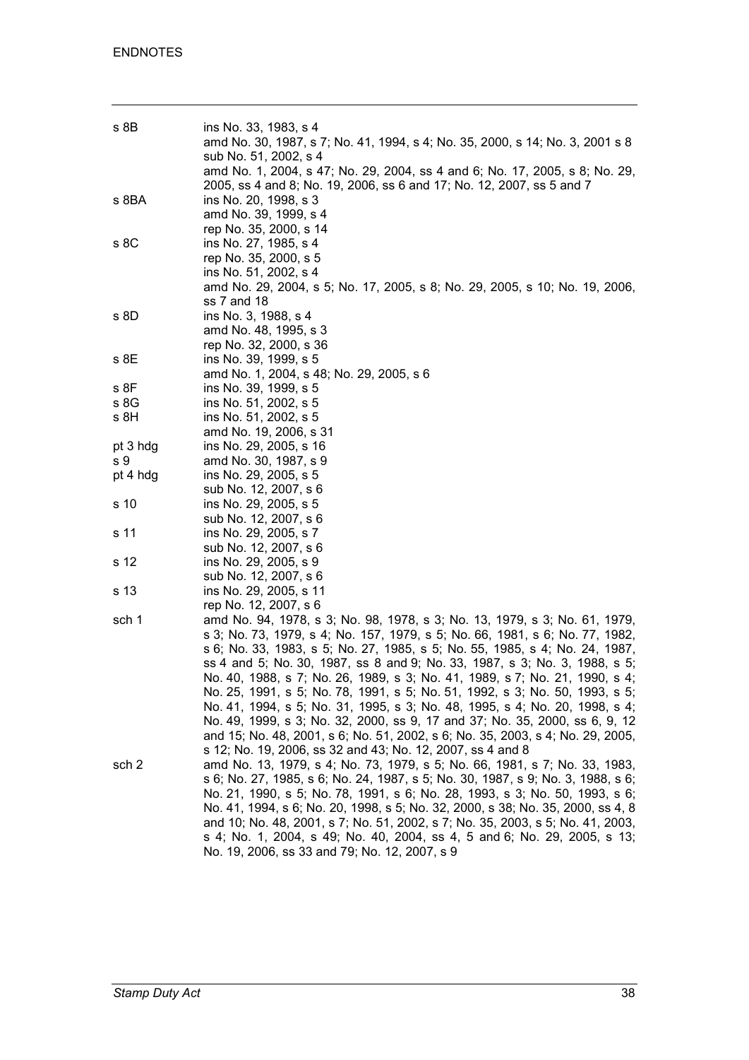| | |
|---|---|
| s 8B | ins No. 33, 1983, s 4<br>amd No. 30, 1987, s 7; No. 41, 1994, s 4; No. 35, 2000, s 14; No. 3, 2001 s 8<br>sub No. 51, 2002, s 4<br>amd No. 1, 2004, s 47; No. 29, 2004, ss 4 and 6; No. 17, 2005, s 8; No. 29, 2005, ss 4 and 8; No. 19, 2006, ss 6 and 17; No. 12, 2007, ss 5 and 7 |
| s 8BA | ins No. 20, 1998, s 3<br>amd No. 39, 1999, s 4<br>rep No. 35, 2000, s 14 |
| s 8C | ins No. 27, 1985, s 4<br>rep No. 35, 2000, s 5<br>ins No. 51, 2002, s 4<br>amd No. 29, 2004, s 5; No. 17, 2005, s 8; No. 29, 2005, s 10; No. 19, 2006, ss 7 and 18 |
| s 8D | ins No. 3, 1988, s 4<br>amd No. 48, 1995, s 3<br>rep No. 32, 2000, s 36 |
| s 8E | ins No. 39, 1999, s 5<br>amd No. 1, 2004, s 48; No. 29, 2005, s 6 |
| s 8F | ins No. 39, 1999, s 5 |
| s 8G | ins No. 51, 2002, s 5 |
| s 8H | ins No. 51, 2002, s 5<br>amd No. 19, 2006, s 31 |
| pt 3 hdg | ins No. 29, 2005, s 16 |
| s 9 | amd No. 30, 1987, s 9 |
| pt 4 hdg | ins No. 29, 2005, s 5<br>sub No. 12, 2007, s 6 |
| s 10 | ins No. 29, 2005, s 5<br>sub No. 12, 2007, s 6 |
| s 11 | ins No. 29, 2005, s 7<br>sub No. 12, 2007, s 6 |
| s 12 | ins No. 29, 2005, s 9<br>sub No. 12, 2007, s 6 |
| s 13 | ins No. 29, 2005, s 11<br>rep No. 12, 2007, s 6 |
| sch 1 | amd No. 94, 1978, s 3; No. 98, 1978, s 3; No. 13, 1979, s 3; No. 61, 1979, s 3; No. 73, 1979, s 4; No. 157, 1979, s 5; No. 66, 1981, s 6; No. 77, 1982, s 6; No. 33, 1983, s 5; No. 27, 1985, s 5; No. 55, 1985, s 4; No. 24, 1987, ss 4 and 5; No. 30, 1987, ss 8 and 9; No. 33, 1987, s 3; No. 3, 1988, s 5; No. 40, 1988, s 7; No. 26, 1989, s 3; No. 41, 1989, s 7; No. 21, 1990, s 4; No. 25, 1991, s 5; No. 78, 1991, s 5; No. 51, 1992, s 3; No. 50, 1993, s 5; No. 41, 1994, s 5; No. 31, 1995, s 3; No. 48, 1995, s 4; No. 20, 1998, s 4; No. 49, 1999, s 3; No. 32, 2000, ss 9, 17 and 37; No. 35, 2000, ss 6, 9, 12 and 15; No. 48, 2001, s 6; No. 51, 2002, s 6; No. 35, 2003, s 4; No. 29, 2005, s 12; No. 19, 2006, ss 32 and 43; No. 12, 2007, ss 4 and 8 |
| sch 2 | amd No. 13, 1979, s 4; No. 73, 1979, s 5; No. 66, 1981, s 7; No. 33, 1983, s 6; No. 27, 1985, s 6; No. 24, 1987, s 5; No. 30, 1987, s 9; No. 3, 1988, s 6; No. 21, 1990, s 5; No. 78, 1991, s 6; No. 28, 1993, s 3; No. 50, 1993, s 6; No. 41, 1994, s 6; No. 20, 1998, s 5; No. 32, 2000, s 38; No. 35, 2000, ss 4, 8 and 10; No. 48, 2001, s 7; No. 51, 2002, s 7; No. 35, 2003, s 5; No. 41, 2003, s 4; No. 1, 2004, s 49; No. 40, 2004, ss 4, 5 and 6; No. 29, 2005, s 13; No. 19, 2006, ss 33 and 79; No. 12, 2007, s 9 |